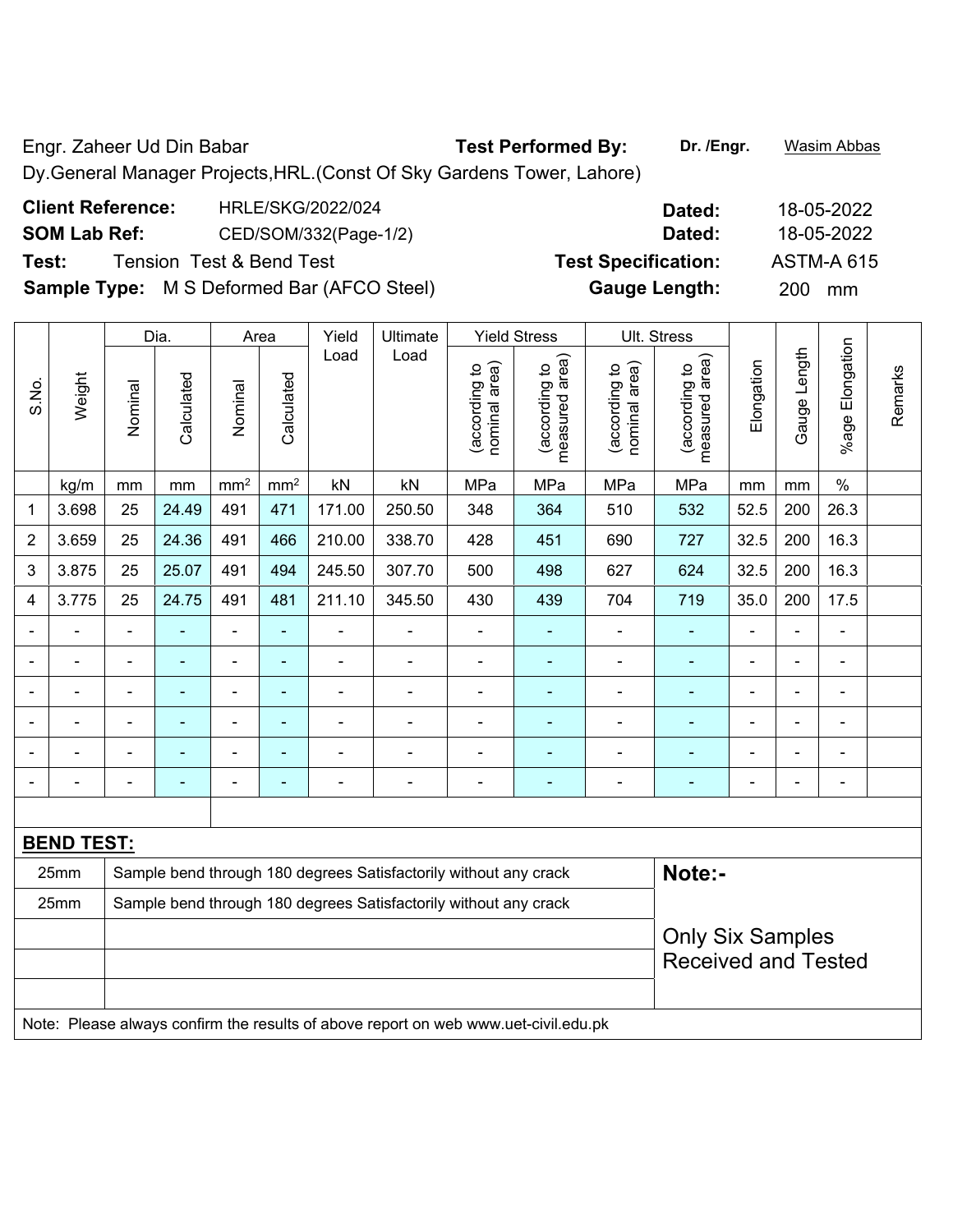Engr. Zaheer Ud Din Babar **Test Performed By:** **Dr. /Engr.** Wasim Abbas

Dy.General Manager Projects,HRL.(Const Of Sky Gardens Tower, Lahore)

**Client Reference:** HRLE/SKG/2022/024 **Dated:** 18-05-2022

**SOM Lab Ref:** CED/SOM/332(Page-1/2) **Dated:** 18-05-2022

**Test:** Tension Test & Bend Test **Test Specification:** ASTM-A 615

**Sample Type:** M S Deformed Bar (AFCO Steel) **Gauge Length:** 200 mm

| S.No. | Weight | Dia. | | Area | | Yield Load | Ultimate Load | Yield Stress | | Ult. Stress | | Elongation | Gauge Length | %age Elongation | Remarks |
|---|---|---|---|---|---|---|---|---|---|---|---|---|---|---|---|
| | | Nominal | Calculated | Nominal | Calculated | | | (according to nominal area) | (according to measured area) | (according to nominal area) | (according to measured area) | | | | |
| | kg/m | mm | mm | $mm^2$ | $mm^2$ | kN | kN | MPa | MPa | MPa | MPa | mm | mm | % | |
| 1 | 3.698 | 25 | 24.49 | 491 | 471 | 171.00 | 250.50 | 348 | 364 | 510 | 532 | 52.5 | 200 | 26.3 | |
| 2 | 3.659 | 25 | 24.36 | 491 | 466 | 210.00 | 338.70 | 428 | 451 | 690 | 727 | 32.5 | 200 | 16.3 | |
| 3 | 3.875 | 25 | 25.07 | 491 | 494 | 245.50 | 307.70 | 500 | 498 | 627 | 624 | 32.5 | 200 | 16.3 | |
| 4 | 3.775 | 25 | 24.75 | 491 | 481 | 211.10 | 345.50 | 430 | 439 | 704 | 719 | 35.0 | 200 | 17.5 | |
| - | - | - | - | - | - | - | - | - | - | - | - | - | - | - | |
| - | - | - | - | - | - | - | - | - | - | - | - | - | - | - | |
| - | - | - | - | - | - | - | - | - | - | - | - | - | - | - | |
| - | - | - | - | - | - | - | - | - | - | - | - | - | - | - | |
| - | - | - | - | - | - | - | - | - | - | - | - | - | - | - | |
| - | - | - | - | - | - | - | - | - | - | - | - | - | - | - | |

**BEND TEST:**

| Size | Result |
|---|---|
| 25mm | Sample bend through 180 degrees Satisfactorily without any crack |
| 25mm | Sample bend through 180 degrees Satisfactorily without any crack |

**Note:-**

Only Six Samples Received and Tested

Note: Please always confirm the results of above report on web www.uet-civil.edu.pk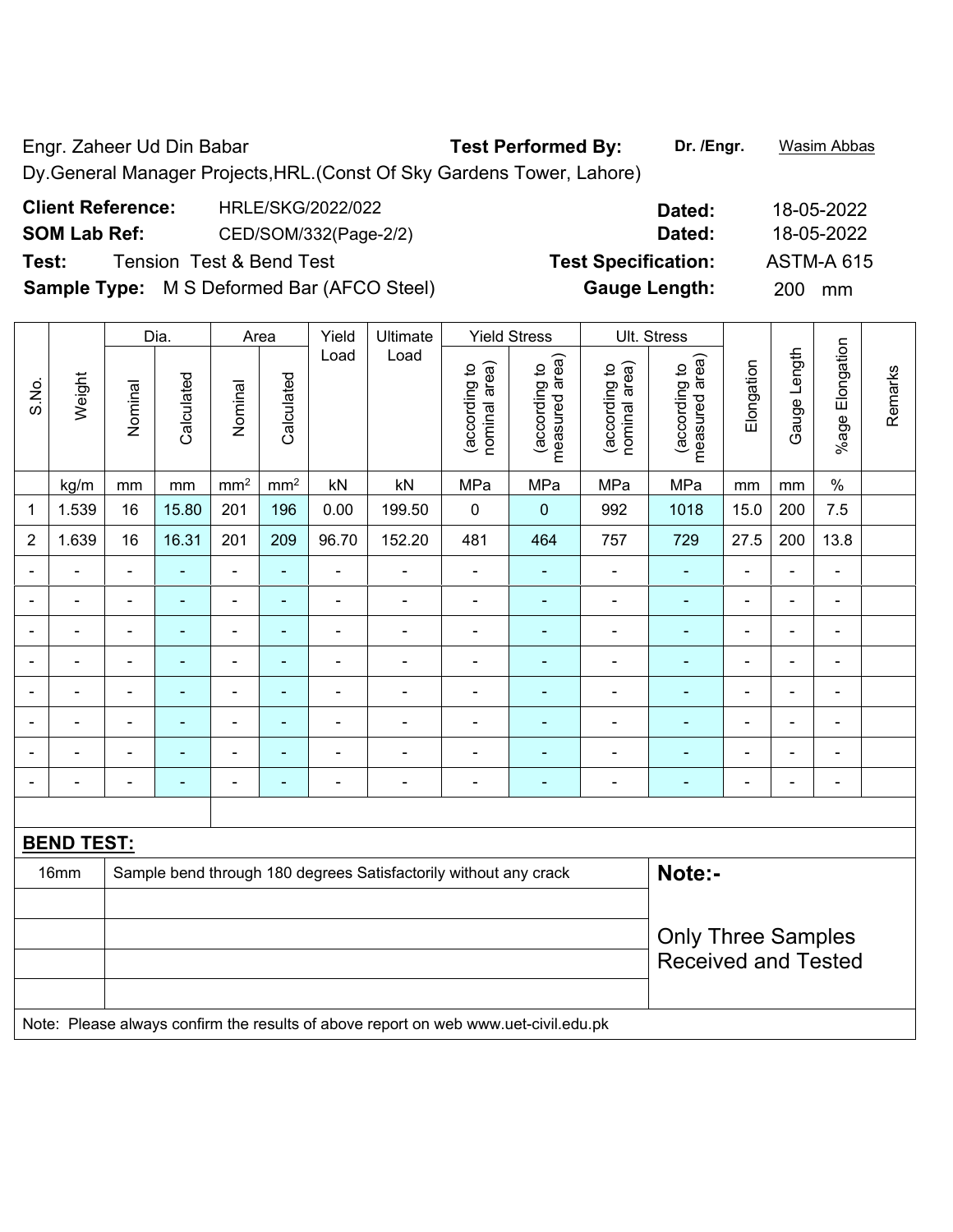Engr. Zaheer Ud Din Babar

Dy.General Manager Projects,HRL.(Const Of Sky Gardens Tower, Lahore)

**Test Performed By:** Dr. /Engr. Wasim Abbas

**Client Reference:** HRLE/SKG/2022/022 **Dated:** 18-05-2022

**SOM Lab Ref:** CED/SOM/332(Page-2/2) **Dated:** 18-05-2022

**Test:** Tension Test & Bend Test **Test Specification:** ASTM-A 615

**Sample Type:** M S Deformed Bar (AFCO Steel) **Gauge Length:** 200 mm

| S.No. | Weight | Dia. | | Area | | Yield Load | Ultimate Load | Yield Stress | | Ult. Stress | | Elongation | Gauge Length | %age Elongation | Remarks |
|---|---|---|---|---|---|---|---|---|---|---|---|---|---|---|---|
| | | Nominal | Calculated | Nominal | Calculated | | | (according to nominal area) | (according to measured area) | (according to nominal area) | (according to measured area) | | | | |
| | kg/m | mm | mm | $mm^2$ | $mm^2$ | kN | kN | MPa | MPa | MPa | MPa | mm | mm | % | |
| 1 | 1.539 | 16 | 15.80 | 201 | 196 | 0.00 | 199.50 | 0 | 0 | 992 | 1018 | 15.0 | 200 | 7.5 | |
| 2 | 1.639 | 16 | 16.31 | 201 | 209 | 96.70 | 152.20 | 481 | 464 | 757 | 729 | 27.5 | 200 | 13.8 | |
| - | - | - | - | - | - | - | - | - | - | - | - | - | - | - | |
| - | - | - | - | - | - | - | - | - | - | - | - | - | - | - | |
| - | - | - | - | - | - | - | - | - | - | - | - | - | - | - | |
| - | - | - | - | - | - | - | - | - | - | - | - | - | - | - | |
| - | - | - | - | - | - | - | - | - | - | - | - | - | - | - | |
| - | - | - | - | - | - | - | - | - | - | - | - | - | - | - | |
| - | - | - | - | - | - | - | - | - | - | - | - | - | - | - | |
| - | - | - | - | - | - | - | - | - | - | - | - | - | - | - | |

**BEND TEST:**

| | | |
|---|---|---|
| 16mm | Sample bend through 180 degrees Satisfactorily without any crack | **Note:-** |
| | | Only Three Samples Received and Tested |

Note: Please always confirm the results of above report on web www.uet-civil.edu.pk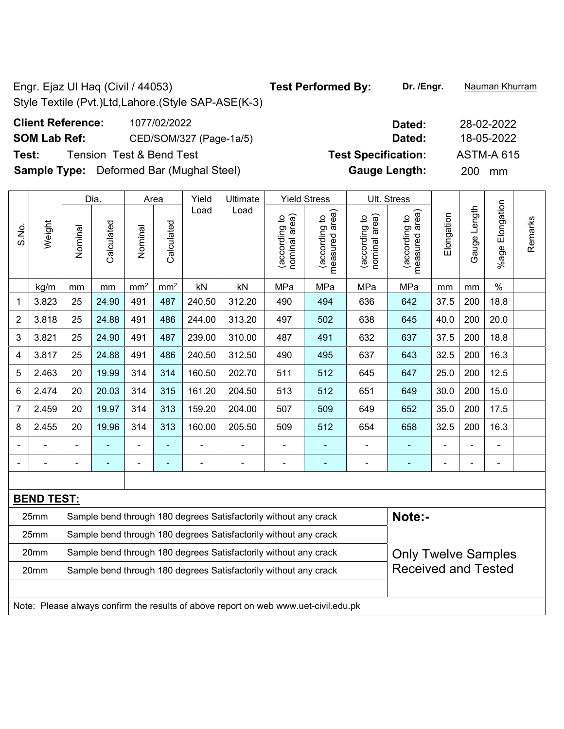Engr. Ejaz Ul Haq (Civil / 44053) **Test Performed By:** **Dr. /Engr.** Nauman Khurram

Style Textile (Pvt.)Ltd,Lahore.(Style SAP-ASE(K-3)

**Client Reference:** 1077/02/2022 **Dated:** 28-02-2022

**SOM Lab Ref:** CED/SOM/327 (Page-1a/5) **Dated:** 18-05-2022

**Test:** Tension Test & Bend Test **Test Specification:** ASTM-A 615

**Sample Type:** Deformed Bar (Mughal Steel) **Gauge Length:** 200 mm

| S.No. | Weight | Dia. | | Area | | Yield Load | Ultimate Load | Yield Stress | | Ult. Stress | | Elongation | Gauge Length | %age Elongation | Remarks |
|---|---|---|---|---|---|---|---|---|---|---|---|---|---|---|---|
| | | Nominal | Calculated | Nominal | Calculated | | | (according to nominal area) | (according to measured area) | (according to nominal area) | (according to measured area) | | | | |
| | kg/m | mm | mm | mm² | mm² | kN | kN | MPa | MPa | MPa | MPa | mm | mm | % | |
| 1 | 3.823 | 25 | 24.90 | 491 | 487 | 240.50 | 312.20 | 490 | 494 | 636 | 642 | 37.5 | 200 | 18.8 | |
| 2 | 3.818 | 25 | 24.88 | 491 | 486 | 244.00 | 313.20 | 497 | 502 | 638 | 645 | 40.0 | 200 | 20.0 | |
| 3 | 3.821 | 25 | 24.90 | 491 | 487 | 239.00 | 310.00 | 487 | 491 | 632 | 637 | 37.5 | 200 | 18.8 | |
| 4 | 3.817 | 25 | 24.88 | 491 | 486 | 240.50 | 312.50 | 490 | 495 | 637 | 643 | 32.5 | 200 | 16.3 | |
| 5 | 2.463 | 20 | 19.99 | 314 | 314 | 160.50 | 202.70 | 511 | 512 | 645 | 647 | 25.0 | 200 | 12.5 | |
| 6 | 2.474 | 20 | 20.03 | 314 | 315 | 161.20 | 204.50 | 513 | 512 | 651 | 649 | 30.0 | 200 | 15.0 | |
| 7 | 2.459 | 20 | 19.97 | 314 | 313 | 159.20 | 204.00 | 507 | 509 | 649 | 652 | 35.0 | 200 | 17.5 | |
| 8 | 2.455 | 20 | 19.96 | 314 | 313 | 160.00 | 205.50 | 509 | 512 | 654 | 658 | 32.5 | 200 | 16.3 | |
| - | - | - | - | - | - | - | - | - | - | - | - | - | - | - | |
| - | - | - | - | - | - | - | - | - | - | - | - | - | - | - | |

**BEND TEST:**

| Size | Result |
|---|---|
| 25mm | Sample bend through 180 degrees Satisfactorily without any crack |
| 25mm | Sample bend through 180 degrees Satisfactorily without any crack |
| 20mm | Sample bend through 180 degrees Satisfactorily without any crack |
| 20mm | Sample bend through 180 degrees Satisfactorily without any crack |

**Note:-**

Only Twelve Samples Received and Tested

Note: Please always confirm the results of above report on web www.uet-civil.edu.pk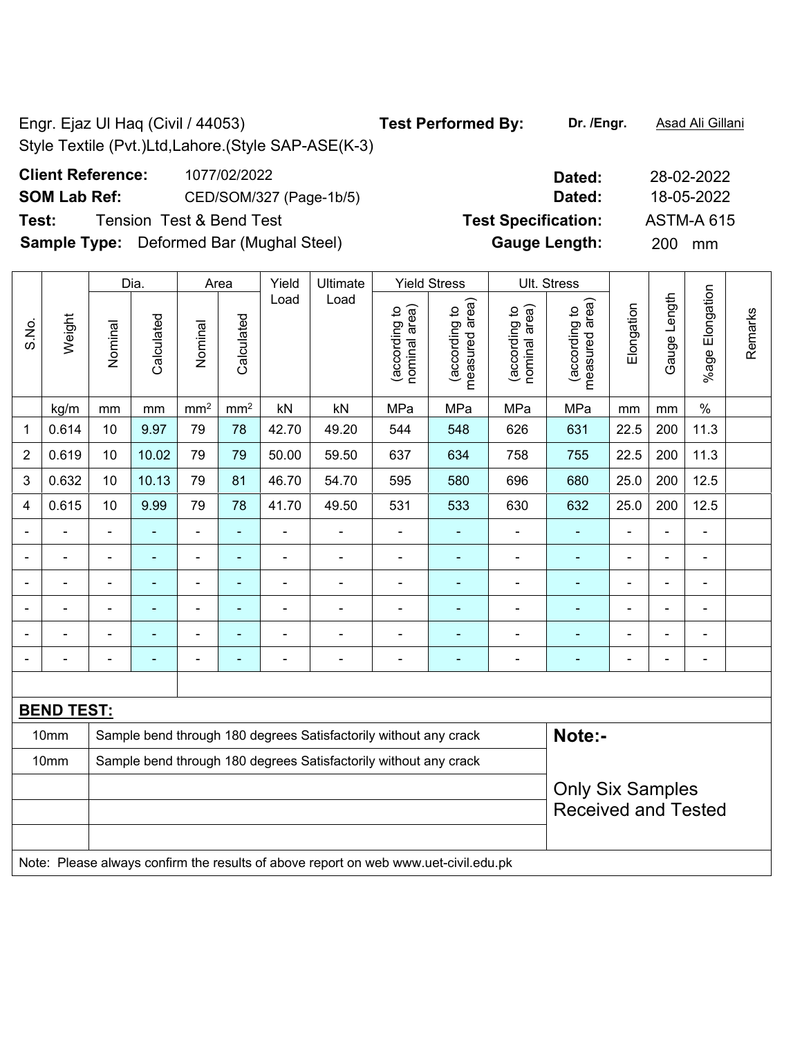Engr. Ejaz Ul Haq (Civil / 44053)

Style Textile (Pvt.)Ltd,Lahore.(Style SAP-ASE(K-3)

**Test Performed By:** **Dr. /Engr.** Asad Ali Gillani

**Client Reference:** 1077/02/2022 **Dated:** 28-02-2022

**SOM Lab Ref:** CED/SOM/327 (Page-1b/5) **Dated:** 18-05-2022

**Test:** Tension Test & Bend Test **Test Specification:** ASTM-A 615

**Sample Type:** Deformed Bar (Mughal Steel) **Gauge Length:** 200 mm

| S.No. | Weight | Dia. | | Area | | Yield Load | Ultimate Load | Yield Stress | | Ult. Stress | | Elongation | Gauge Length | %age Elongation | Remarks |
|---|---|---|---|---|---|---|---|---|---|---|---|---|---|---|---|
| | | Nominal | Calculated | Nominal | Calculated | | | (according to nominal area) | (according to measured area) | (according to nominal area) | (according to measured area) | | | | |
| | kg/m | mm | mm | mm² | mm² | kN | kN | MPa | MPa | MPa | MPa | mm | mm | % | |
| 1 | 0.614 | 10 | 9.97 | 79 | 78 | 42.70 | 49.20 | 544 | 548 | 626 | 631 | 22.5 | 200 | 11.3 | |
| 2 | 0.619 | 10 | 10.02 | 79 | 79 | 50.00 | 59.50 | 637 | 634 | 758 | 755 | 22.5 | 200 | 11.3 | |
| 3 | 0.632 | 10 | 10.13 | 79 | 81 | 46.70 | 54.70 | 595 | 580 | 696 | 680 | 25.0 | 200 | 12.5 | |
| 4 | 0.615 | 10 | 9.99 | 79 | 78 | 41.70 | 49.50 | 531 | 533 | 630 | 632 | 25.0 | 200 | 12.5 | |
| - | - | - | - | - | - | - | - | - | - | - | - | - | - | - | |
| - | - | - | - | - | - | - | - | - | - | - | - | - | - | - | |
| - | - | - | - | - | - | - | - | - | - | - | - | - | - | - | |
| - | - | - | - | - | - | - | - | - | - | - | - | - | - | - | |
| - | - | - | - | - | - | - | - | - | - | - | - | - | - | - | |
| - | - | - | - | - | - | - | - | - | - | - | - | - | - | - | |

**BEND TEST:**

| | | |
|---|---|---|
| 10mm | Sample bend through 180 degrees Satisfactorily without any crack | **Note:-** |
| 10mm | Sample bend through 180 degrees Satisfactorily without any crack | Only Six Samples Received and Tested |

Note: Please always confirm the results of above report on web www.uet-civil.edu.pk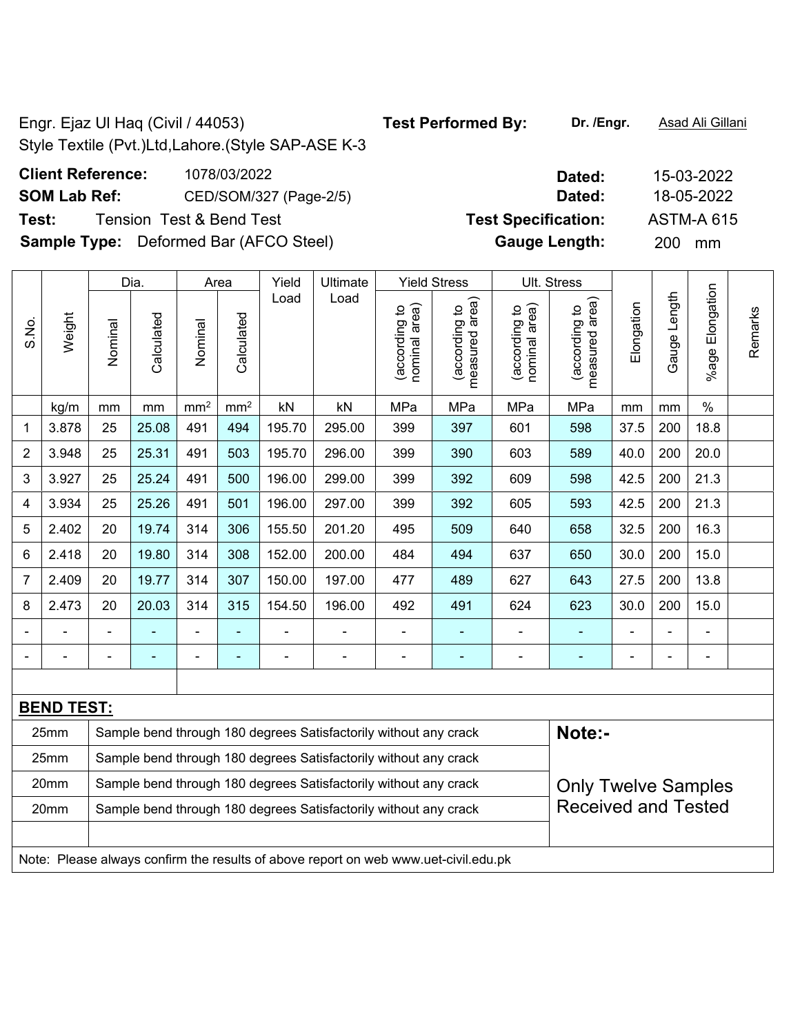Engr. Ejaz Ul Haq (Civil / 44053)
Style Textile (Pvt.)Ltd,Lahore.(Style SAP-ASE K-3

**Test Performed By:** **Dr. /Engr.** Asad Ali Gillani

**Client Reference:** 1078/03/2022 **Dated:** 15-03-2022

**SOM Lab Ref:** CED/SOM/327 (Page-2/5) **Dated:** 18-05-2022

**Test:** Tension Test & Bend Test **Test Specification:** ASTM-A 615

**Sample Type:** Deformed Bar (AFCO Steel) **Gauge Length:** 200 mm

| S.No. | Weight | Dia. | | Area | | Yield Load | Ultimate Load | Yield Stress | | Ult. Stress | | Elongation | Gauge Length | %age Elongation | Remarks |
|---|---|---|---|---|---|---|---|---|---|---|---|---|---|---|---|
| | | Nominal | Calculated | Nominal | Calculated | | | (according to nominal area) | (according to measured area) | (according to nominal area) | (according to measured area) | | | | |
| | kg/m | mm | mm | mm² | mm² | kN | kN | MPa | MPa | MPa | MPa | mm | mm | % | |
| 1 | 3.878 | 25 | 25.08 | 491 | 494 | 195.70 | 295.00 | 399 | 397 | 601 | 598 | 37.5 | 200 | 18.8 | |
| 2 | 3.948 | 25 | 25.31 | 491 | 503 | 195.70 | 296.00 | 399 | 390 | 603 | 589 | 40.0 | 200 | 20.0 | |
| 3 | 3.927 | 25 | 25.24 | 491 | 500 | 196.00 | 299.00 | 399 | 392 | 609 | 598 | 42.5 | 200 | 21.3 | |
| 4 | 3.934 | 25 | 25.26 | 491 | 501 | 196.00 | 297.00 | 399 | 392 | 605 | 593 | 42.5 | 200 | 21.3 | |
| 5 | 2.402 | 20 | 19.74 | 314 | 306 | 155.50 | 201.20 | 495 | 509 | 640 | 658 | 32.5 | 200 | 16.3 | |
| 6 | 2.418 | 20 | 19.80 | 314 | 308 | 152.00 | 200.00 | 484 | 494 | 637 | 650 | 30.0 | 200 | 15.0 | |
| 7 | 2.409 | 20 | 19.77 | 314 | 307 | 150.00 | 197.00 | 477 | 489 | 627 | 643 | 27.5 | 200 | 13.8 | |
| 8 | 2.473 | 20 | 20.03 | 314 | 315 | 154.50 | 196.00 | 492 | 491 | 624 | 623 | 30.0 | 200 | 15.0 | |
| - | - | - | - | - | - | - | - | - | - | - | - | - | - | - | |
| - | - | - | - | - | - | - | - | - | - | - | - | - | - | - | |

**BEND TEST:**

| Size | Result |
|---|---|
| 25mm | Sample bend through 180 degrees Satisfactorily without any crack |
| 25mm | Sample bend through 180 degrees Satisfactorily without any crack |
| 20mm | Sample bend through 180 degrees Satisfactorily without any crack |
| 20mm | Sample bend through 180 degrees Satisfactorily without any crack |

**Note:-**

Only Twelve Samples Received and Tested

Note: Please always confirm the results of above report on web www.uet-civil.edu.pk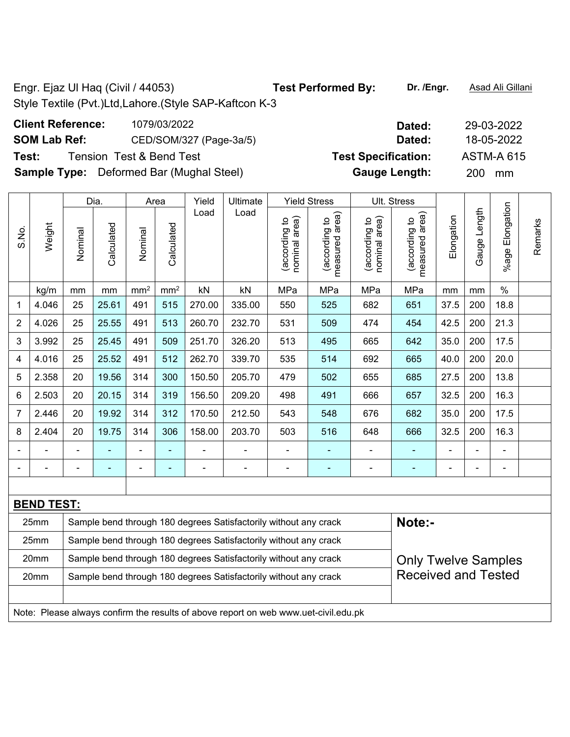Engr. Ejaz Ul Haq (Civil / 44053)

Style Textile (Pvt.)Ltd,Lahore.(Style SAP-Kaftcon K-3

**Test Performed By:** **Dr. /Engr.** Asad Ali Gillani

**Client Reference:** 1079/03/2022 **Dated:** 29-03-2022

**SOM Lab Ref:** CED/SOM/327 (Page-3a/5) **Dated:** 18-05-2022

**Test:** Tension Test & Bend Test **Test Specification:** ASTM-A 615

**Sample Type:** Deformed Bar (Mughal Steel) **Gauge Length:** 200 mm

| S.No. | Weight | Dia. | | Area | | Yield Load | Ultimate Load | Yield Stress | | Ult. Stress | | Elongation | Gauge Length | %age Elongation | Remarks |
|---|---|---|---|---|---|---|---|---|---|---|---|---|---|---|---|
| | | Nominal | Calculated | Nominal | Calculated | | | (according to nominal area) | (according to measured area) | (according to nominal area) | (according to measured area) | | | | |
| | kg/m | mm | mm | mm² | mm² | kN | kN | MPa | MPa | MPa | MPa | mm | mm | % | |
| 1 | 4.046 | 25 | 25.61 | 491 | 515 | 270.00 | 335.00 | 550 | 525 | 682 | 651 | 37.5 | 200 | 18.8 | |
| 2 | 4.026 | 25 | 25.55 | 491 | 513 | 260.70 | 232.70 | 531 | 509 | 474 | 454 | 42.5 | 200 | 21.3 | |
| 3 | 3.992 | 25 | 25.45 | 491 | 509 | 251.70 | 326.20 | 513 | 495 | 665 | 642 | 35.0 | 200 | 17.5 | |
| 4 | 4.016 | 25 | 25.52 | 491 | 512 | 262.70 | 339.70 | 535 | 514 | 692 | 665 | 40.0 | 200 | 20.0 | |
| 5 | 2.358 | 20 | 19.56 | 314 | 300 | 150.50 | 205.70 | 479 | 502 | 655 | 685 | 27.5 | 200 | 13.8 | |
| 6 | 2.503 | 20 | 20.15 | 314 | 319 | 156.50 | 209.20 | 498 | 491 | 666 | 657 | 32.5 | 200 | 16.3 | |
| 7 | 2.446 | 20 | 19.92 | 314 | 312 | 170.50 | 212.50 | 543 | 548 | 676 | 682 | 35.0 | 200 | 17.5 | |
| 8 | 2.404 | 20 | 19.75 | 314 | 306 | 158.00 | 203.70 | 503 | 516 | 648 | 666 | 32.5 | 200 | 16.3 | |
| - | - | - | - | - | - | - | - | - | - | - | - | - | - | - | |
| - | - | - | - | - | - | - | - | - | - | - | - | - | - | - | |

**BEND TEST:**

| Size | Result |
|---|---|
| 25mm | Sample bend through 180 degrees Satisfactorily without any crack |
| 25mm | Sample bend through 180 degrees Satisfactorily without any crack |
| 20mm | Sample bend through 180 degrees Satisfactorily without any crack |
| 20mm | Sample bend through 180 degrees Satisfactorily without any crack |

**Note:-**

Only Twelve Samples Received and Tested

Note: Please always confirm the results of above report on web www.uet-civil.edu.pk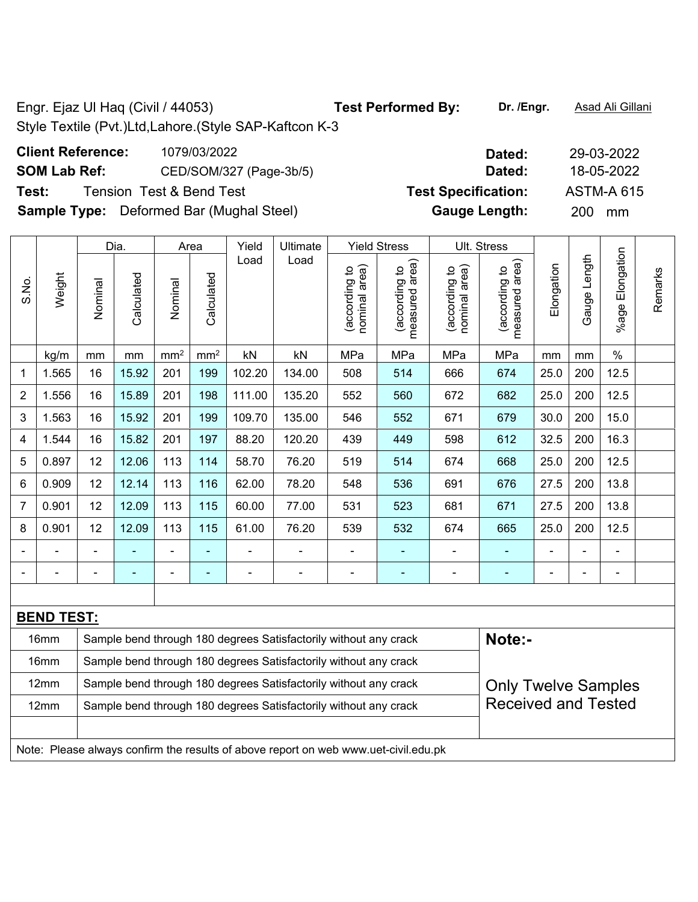Engr. Ejaz Ul Haq (Civil / 44053)

Style Textile (Pvt.)Ltd,Lahore.(Style SAP-Kaftcon K-3

**Test Performed By:** **Dr. /Engr.** Asad Ali Gillani

**Client Reference:** 1079/03/2022 **Dated:** 29-03-2022

**SOM Lab Ref:** CED/SOM/327 (Page-3b/5) **Dated:** 18-05-2022

**Test:** Tension Test & Bend Test **Test Specification:** ASTM-A 615

**Sample Type:** Deformed Bar (Mughal Steel) **Gauge Length:** 200 mm

| S.No. | Weight | Dia. | | Area | | Yield Load | Ultimate Load | Yield Stress | | Ult. Stress | | Elongation | Gauge Length | %age Elongation | Remarks |
|---|---|---|---|---|---|---|---|---|---|---|---|---|---|---|---|
| | | Nominal | Calculated | Nominal | Calculated | | | (according to nominal area) | (according to measured area) | (according to nominal area) | (according to measured area) | | | | |
| | kg/m | mm | mm | mm² | mm² | kN | kN | MPa | MPa | MPa | MPa | mm | mm | % | |
| 1 | 1.565 | 16 | 15.92 | 201 | 199 | 102.20 | 134.00 | 508 | 514 | 666 | 674 | 25.0 | 200 | 12.5 | |
| 2 | 1.556 | 16 | 15.89 | 201 | 198 | 111.00 | 135.20 | 552 | 560 | 672 | 682 | 25.0 | 200 | 12.5 | |
| 3 | 1.563 | 16 | 15.92 | 201 | 199 | 109.70 | 135.00 | 546 | 552 | 671 | 679 | 30.0 | 200 | 15.0 | |
| 4 | 1.544 | 16 | 15.82 | 201 | 197 | 88.20 | 120.20 | 439 | 449 | 598 | 612 | 32.5 | 200 | 16.3 | |
| 5 | 0.897 | 12 | 12.06 | 113 | 114 | 58.70 | 76.20 | 519 | 514 | 674 | 668 | 25.0 | 200 | 12.5 | |
| 6 | 0.909 | 12 | 12.14 | 113 | 116 | 62.00 | 78.20 | 548 | 536 | 691 | 676 | 27.5 | 200 | 13.8 | |
| 7 | 0.901 | 12 | 12.09 | 113 | 115 | 60.00 | 77.00 | 531 | 523 | 681 | 671 | 27.5 | 200 | 13.8 | |
| 8 | 0.901 | 12 | 12.09 | 113 | 115 | 61.00 | 76.20 | 539 | 532 | 674 | 665 | 25.0 | 200 | 12.5 | |
| - | - | - | - | - | - | - | - | - | - | - | - | - | - | - | |
| - | - | - | - | - | - | - | - | - | - | - | - | - | - | - | |

**BEND TEST:**

| Size | Result |
|---|---|
| 16mm | Sample bend through 180 degrees Satisfactorily without any crack |
| 16mm | Sample bend through 180 degrees Satisfactorily without any crack |
| 12mm | Sample bend through 180 degrees Satisfactorily without any crack |
| 12mm | Sample bend through 180 degrees Satisfactorily without any crack |

**Note:-**

Only Twelve Samples Received and Tested

Note: Please always confirm the results of above report on web www.uet-civil.edu.pk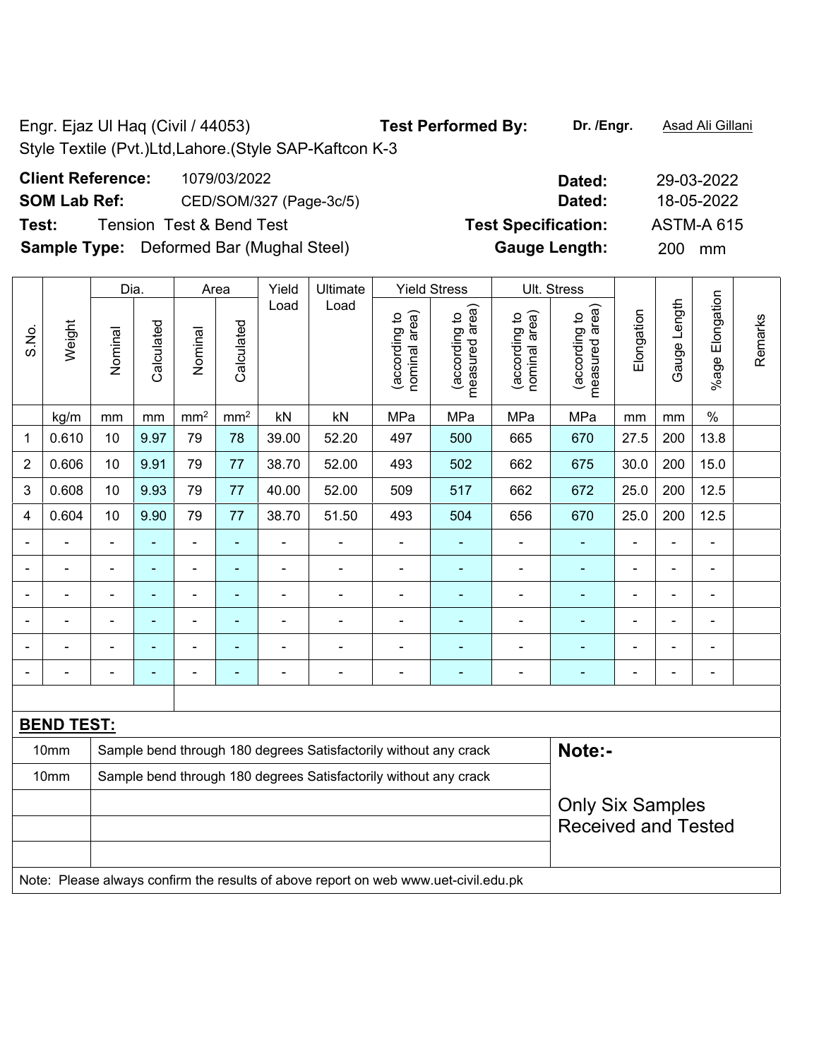Engr. Ejaz Ul Haq (Civil / 44053) **Test Performed By:** **Dr. /Engr.** Asad Ali Gillani

Style Textile (Pvt.)Ltd,Lahore.(Style SAP-Kaftcon K-3

**Client Reference:** 1079/03/2022 **Dated:** 29-03-2022

**SOM Lab Ref:** CED/SOM/327 (Page-3c/5) **Dated:** 18-05-2022

**Test:** Tension Test & Bend Test **Test Specification:** ASTM-A 615

**Sample Type:** Deformed Bar (Mughal Steel) **Gauge Length:** 200 mm

| S.No. | Weight | Dia. | | Area | | Yield Load | Ultimate Load | Yield Stress | | Ult. Stress | | Elongation | Gauge Length | %age Elongation | Remarks |
|---|---|---|---|---|---|---|---|---|---|---|---|---|---|---|---|
| | | Nominal | Calculated | Nominal | Calculated | | | (according to nominal area) | (according to measured area) | (according to nominal area) | (according to measured area) | | | | |
| | kg/m | mm | mm | mm² | mm² | kN | kN | MPa | MPa | MPa | MPa | mm | mm | % | |
| 1 | 0.610 | 10 | 9.97 | 79 | 78 | 39.00 | 52.20 | 497 | 500 | 665 | 670 | 27.5 | 200 | 13.8 | |
| 2 | 0.606 | 10 | 9.91 | 79 | 77 | 38.70 | 52.00 | 493 | 502 | 662 | 675 | 30.0 | 200 | 15.0 | |
| 3 | 0.608 | 10 | 9.93 | 79 | 77 | 40.00 | 52.00 | 509 | 517 | 662 | 672 | 25.0 | 200 | 12.5 | |
| 4 | 0.604 | 10 | 9.90 | 79 | 77 | 38.70 | 51.50 | 493 | 504 | 656 | 670 | 25.0 | 200 | 12.5 | |
| - | - | - | - | - | - | - | - | - | - | - | - | - | - | - | |
| - | - | - | - | - | - | - | - | - | - | - | - | - | - | - | |
| - | - | - | - | - | - | - | - | - | - | - | - | - | - | - | |
| - | - | - | - | - | - | - | - | - | - | - | - | - | - | - | |
| - | - | - | - | - | - | - | - | - | - | - | - | - | - | - | |
| - | - | - | - | - | - | - | - | - | - | - | - | - | - | - | |

**BEND TEST:**

| | | |
|---|---|---|
| 10mm | Sample bend through 180 degrees Satisfactorily without any crack | **Note:-** |
| 10mm | Sample bend through 180 degrees Satisfactorily without any crack | Only Six Samples Received and Tested |

Note: Please always confirm the results of above report on web www.uet-civil.edu.pk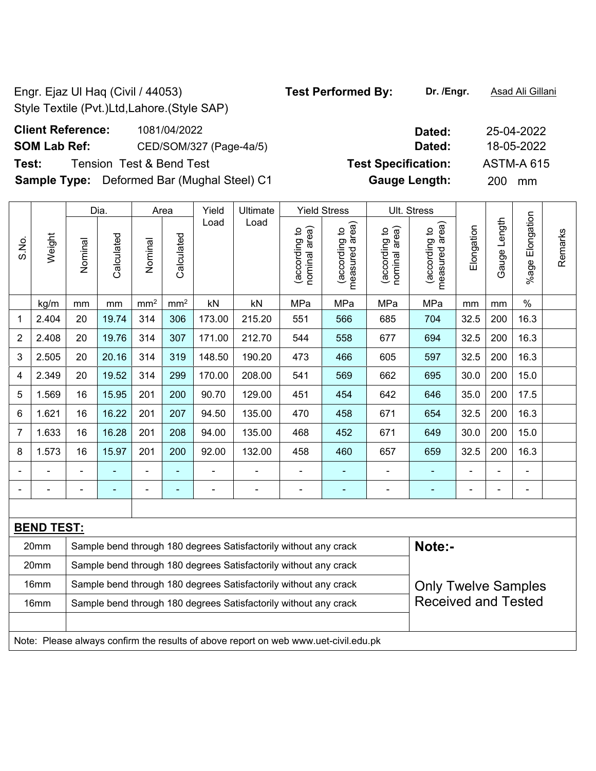Engr. Ejaz Ul Haq (Civil / 44053)
Style Textile (Pvt.)Ltd,Lahore.(Style SAP)

**Test Performed By:** **Dr. /Engr.** Asad Ali Gillani

**Client Reference:** 1081/04/2022 **Dated:** 25-04-2022

**SOM Lab Ref:** CED/SOM/327 (Page-4a/5) **Dated:** 18-05-2022

**Test:** Tension Test & Bend Test **Test Specification:** ASTM-A 615

**Sample Type:** Deformed Bar (Mughal Steel) C1 **Gauge Length:** 200 mm

| S.No. | Weight | Dia. | | Area | | Yield Load | Ultimate Load | Yield Stress | | Ult. Stress | | Elongation | Gauge Length | %age Elongation | Remarks |
|---|---|---|---|---|---|---|---|---|---|---|---|---|---|---|---|
| | | Nominal | Calculated | Nominal | Calculated | | | (according to nominal area) | (according to measured area) | (according to nominal area) | (according to measured area) | | | | |
| | kg/m | mm | mm | mm² | mm² | kN | kN | MPa | MPa | MPa | MPa | mm | mm | % | |
| 1 | 2.404 | 20 | 19.74 | 314 | 306 | 173.00 | 215.20 | 551 | 566 | 685 | 704 | 32.5 | 200 | 16.3 | |
| 2 | 2.408 | 20 | 19.76 | 314 | 307 | 171.00 | 212.70 | 544 | 558 | 677 | 694 | 32.5 | 200 | 16.3 | |
| 3 | 2.505 | 20 | 20.16 | 314 | 319 | 148.50 | 190.20 | 473 | 466 | 605 | 597 | 32.5 | 200 | 16.3 | |
| 4 | 2.349 | 20 | 19.52 | 314 | 299 | 170.00 | 208.00 | 541 | 569 | 662 | 695 | 30.0 | 200 | 15.0 | |
| 5 | 1.569 | 16 | 15.95 | 201 | 200 | 90.70 | 129.00 | 451 | 454 | 642 | 646 | 35.0 | 200 | 17.5 | |
| 6 | 1.621 | 16 | 16.22 | 201 | 207 | 94.50 | 135.00 | 470 | 458 | 671 | 654 | 32.5 | 200 | 16.3 | |
| 7 | 1.633 | 16 | 16.28 | 201 | 208 | 94.00 | 135.00 | 468 | 452 | 671 | 649 | 30.0 | 200 | 15.0 | |
| 8 | 1.573 | 16 | 15.97 | 201 | 200 | 92.00 | 132.00 | 458 | 460 | 657 | 659 | 32.5 | 200 | 16.3 | |
| - | - | - | - | - | - | - | - | - | - | - | - | - | - | - | |
| - | - | - | - | - | - | - | - | - | - | - | - | - | - | - | |

**BEND TEST:**

| Size | Result |
|---|---|
| 20mm | Sample bend through 180 degrees Satisfactorily without any crack |
| 20mm | Sample bend through 180 degrees Satisfactorily without any crack |
| 16mm | Sample bend through 180 degrees Satisfactorily without any crack |
| 16mm | Sample bend through 180 degrees Satisfactorily without any crack |

**Note:-**

Only Twelve Samples Received and Tested

Note: Please always confirm the results of above report on web www.uet-civil.edu.pk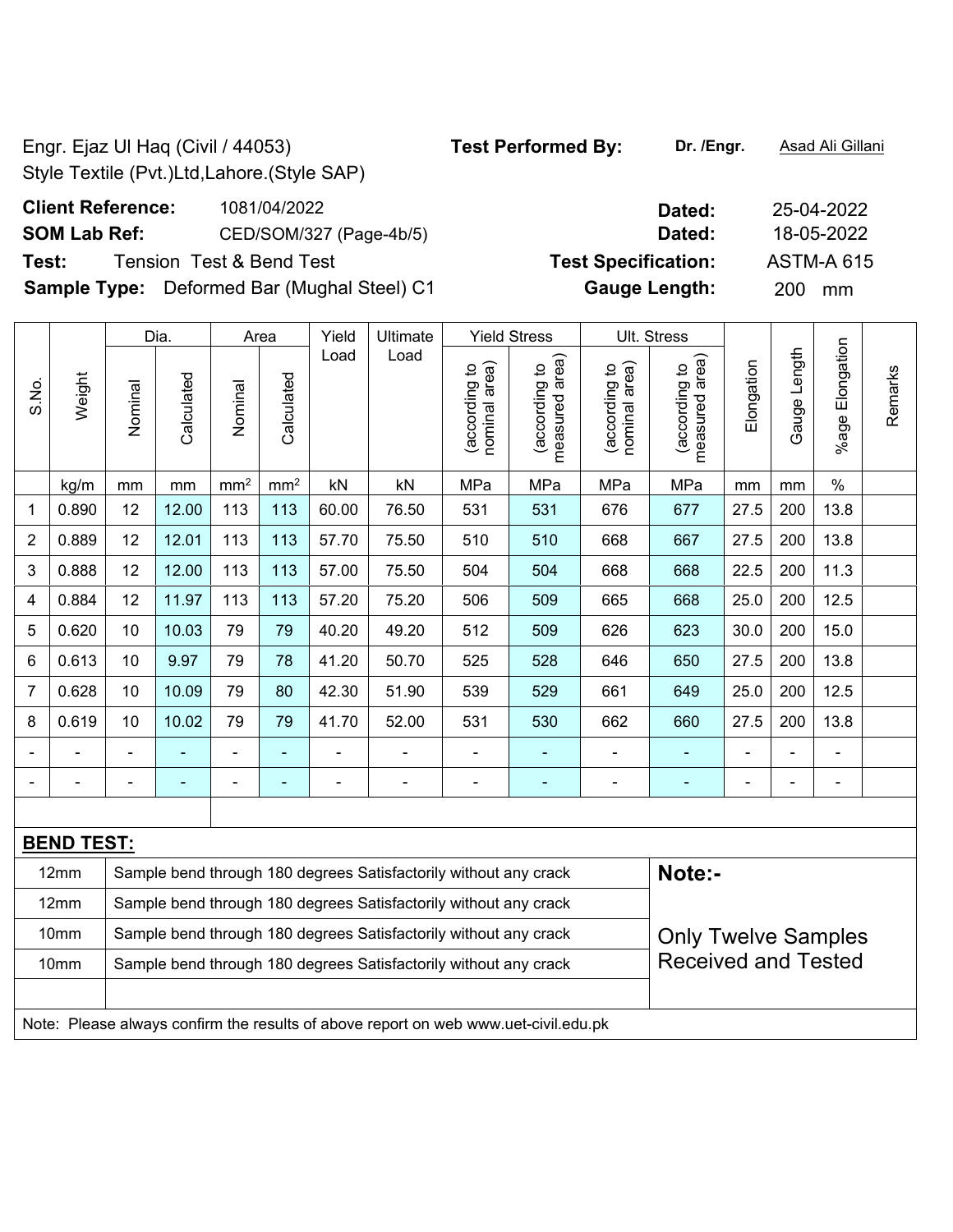Engr. Ejaz Ul Haq (Civil / 44053)
Style Textile (Pvt.)Ltd,Lahore.(Style SAP)

**Test Performed By:** **Dr. /Engr.** Asad Ali Gillani

**Client Reference:** 1081/04/2022 **Dated:** 25-04-2022

**SOM Lab Ref:** CED/SOM/327 (Page-4b/5) **Dated:** 18-05-2022

**Test:** Tension Test & Bend Test **Test Specification:** ASTM-A 615

**Sample Type:** Deformed Bar (Mughal Steel) C1 **Gauge Length:** 200 mm

| S.No. | Weight | Dia. | | Area | | Yield Load | Ultimate Load | Yield Stress | | Ult. Stress | | Elongation | Gauge Length | %age Elongation | Remarks |
|---|---|---|---|---|---|---|---|---|---|---|---|---|---|---|---|
| | | Nominal | Calculated | Nominal | Calculated | | | (according to nominal area) | (according to measured area) | (according to nominal area) | (according to measured area) | | | | |
| | kg/m | mm | mm | mm$^2$ | mm$^2$ | kN | kN | MPa | MPa | MPa | MPa | mm | mm | % | |
| 1 | 0.890 | 12 | 12.00 | 113 | 113 | 60.00 | 76.50 | 531 | 531 | 676 | 677 | 27.5 | 200 | 13.8 | |
| 2 | 0.889 | 12 | 12.01 | 113 | 113 | 57.70 | 75.50 | 510 | 510 | 668 | 667 | 27.5 | 200 | 13.8 | |
| 3 | 0.888 | 12 | 12.00 | 113 | 113 | 57.00 | 75.50 | 504 | 504 | 668 | 668 | 22.5 | 200 | 11.3 | |
| 4 | 0.884 | 12 | 11.97 | 113 | 113 | 57.20 | 75.20 | 506 | 509 | 665 | 668 | 25.0 | 200 | 12.5 | |
| 5 | 0.620 | 10 | 10.03 | 79 | 79 | 40.20 | 49.20 | 512 | 509 | 626 | 623 | 30.0 | 200 | 15.0 | |
| 6 | 0.613 | 10 | 9.97 | 79 | 78 | 41.20 | 50.70 | 525 | 528 | 646 | 650 | 27.5 | 200 | 13.8 | |
| 7 | 0.628 | 10 | 10.09 | 79 | 80 | 42.30 | 51.90 | 539 | 529 | 661 | 649 | 25.0 | 200 | 12.5 | |
| 8 | 0.619 | 10 | 10.02 | 79 | 79 | 41.70 | 52.00 | 531 | 530 | 662 | 660 | 27.5 | 200 | 13.8 | |
| - | - | - | - | - | - | - | - | - | - | - | - | - | - | - | |
| - | - | - | - | - | - | - | - | - | - | - | - | - | - | - | |

**BEND TEST:**

| Size | Result |
|---|---|
| 12mm | Sample bend through 180 degrees Satisfactorily without any crack |
| 12mm | Sample bend through 180 degrees Satisfactorily without any crack |
| 10mm | Sample bend through 180 degrees Satisfactorily without any crack |
| 10mm | Sample bend through 180 degrees Satisfactorily without any crack |

**Note:-**

Only Twelve Samples Received and Tested

Note: Please always confirm the results of above report on web www.uet-civil.edu.pk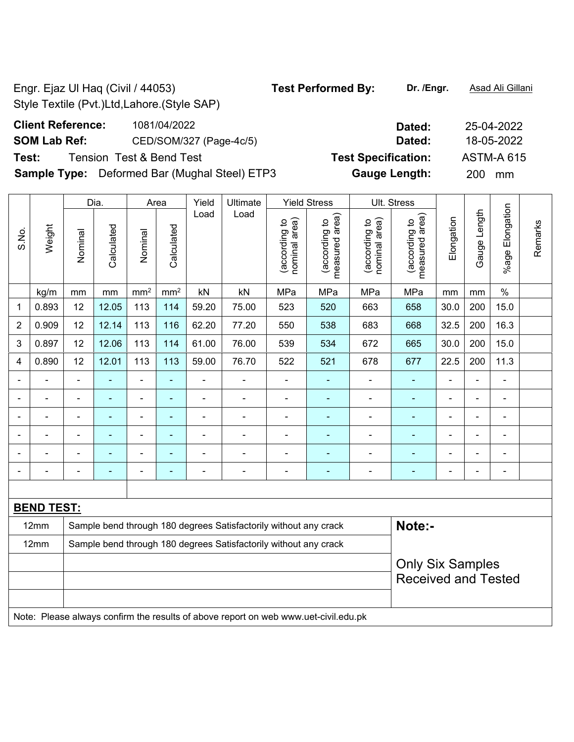Engr. Ejaz Ul Haq (Civil / 44053)
Style Textile (Pvt.)Ltd,Lahore.(Style SAP)

**Test Performed By:** **Dr. /Engr.** Asad Ali Gillani

**Client Reference:** 1081/04/2022 **Dated:** 25-04-2022

**SOM Lab Ref:** CED/SOM/327 (Page-4c/5) **Dated:** 18-05-2022

**Test:** Tension Test & Bend Test **Test Specification:** ASTM-A 615

**Sample Type:** Deformed Bar (Mughal Steel) ETP3 **Gauge Length:** 200 mm

| S.No. | Weight | Dia. | | Area | | Yield Load | Ultimate Load | Yield Stress | | Ult. Stress | | Elongation | Gauge Length | %age Elongation | Remarks |
|---|---|---|---|---|---|---|---|---|---|---|---|---|---|---|---|
| | | Nominal | Calculated | Nominal | Calculated | | | (according to nominal area) | (according to measured area) | (according to nominal area) | (according to measured area) | | | | |
| | kg/m | mm | mm | mm² | mm² | kN | kN | MPa | MPa | MPa | MPa | mm | mm | % | |
| 1 | 0.893 | 12 | 12.05 | 113 | 114 | 59.20 | 75.00 | 523 | 520 | 663 | 658 | 30.0 | 200 | 15.0 | |
| 2 | 0.909 | 12 | 12.14 | 113 | 116 | 62.20 | 77.20 | 550 | 538 | 683 | 668 | 32.5 | 200 | 16.3 | |
| 3 | 0.897 | 12 | 12.06 | 113 | 114 | 61.00 | 76.00 | 539 | 534 | 672 | 665 | 30.0 | 200 | 15.0 | |
| 4 | 0.890 | 12 | 12.01 | 113 | 113 | 59.00 | 76.70 | 522 | 521 | 678 | 677 | 22.5 | 200 | 11.3 | |
| - | - | - | - | - | - | - | - | - | - | - | - | - | - | - | |
| - | - | - | - | - | - | - | - | - | - | - | - | - | - | - | |
| - | - | - | - | - | - | - | - | - | - | - | - | - | - | - | |
| - | - | - | - | - | - | - | - | - | - | - | - | - | - | - | |
| - | - | - | - | - | - | - | - | - | - | - | - | - | - | - | |
| - | - | - | - | - | - | - | - | - | - | - | - | - | - | - | |

**BEND TEST:**

| Size | Result |
|---|---|
| 12mm | Sample bend through 180 degrees Satisfactorily without any crack |
| 12mm | Sample bend through 180 degrees Satisfactorily without any crack |

**Note:-**

Only Six Samples Received and Tested

Note: Please always confirm the results of above report on web www.uet-civil.edu.pk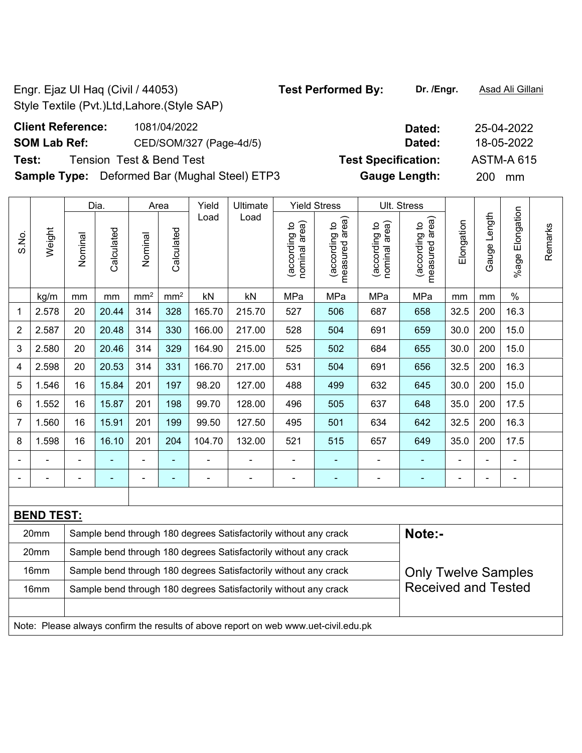Engr. Ejaz Ul Haq (Civil / 44053)
Style Textile (Pvt.)Ltd,Lahore.(Style SAP)

**Test Performed By:** **Dr. /Engr.** Asad Ali Gillani

**Client Reference:** 1081/04/2022 **Dated:** 25-04-2022

**SOM Lab Ref:** CED/SOM/327 (Page-4d/5) **Dated:** 18-05-2022

**Test:** Tension Test & Bend Test **Test Specification:** ASTM-A 615

**Sample Type:** Deformed Bar (Mughal Steel) ETP3 **Gauge Length:** 200 mm

| S.No. | Weight | Dia. | | Area | | Yield Load | Ultimate Load | Yield Stress | | Ult. Stress | | Elongation | Gauge Length | %age Elongation | Remarks |
|---|---|---|---|---|---|---|---|---|---|---|---|---|---|---|---|
| | | Nominal | Calculated | Nominal | Calculated | | | (according to nominal area) | (according to measured area) | (according to nominal area) | (according to measured area) | | | | |
| | kg/m | mm | mm | mm² | mm² | kN | kN | MPa | MPa | MPa | MPa | mm | mm | % | |
| 1 | 2.578 | 20 | 20.44 | 314 | 328 | 165.70 | 215.70 | 527 | 506 | 687 | 658 | 32.5 | 200 | 16.3 | |
| 2 | 2.587 | 20 | 20.48 | 314 | 330 | 166.00 | 217.00 | 528 | 504 | 691 | 659 | 30.0 | 200 | 15.0 | |
| 3 | 2.580 | 20 | 20.46 | 314 | 329 | 164.90 | 215.00 | 525 | 502 | 684 | 655 | 30.0 | 200 | 15.0 | |
| 4 | 2.598 | 20 | 20.53 | 314 | 331 | 166.70 | 217.00 | 531 | 504 | 691 | 656 | 32.5 | 200 | 16.3 | |
| 5 | 1.546 | 16 | 15.84 | 201 | 197 | 98.20 | 127.00 | 488 | 499 | 632 | 645 | 30.0 | 200 | 15.0 | |
| 6 | 1.552 | 16 | 15.87 | 201 | 198 | 99.70 | 128.00 | 496 | 505 | 637 | 648 | 35.0 | 200 | 17.5 | |
| 7 | 1.560 | 16 | 15.91 | 201 | 199 | 99.50 | 127.50 | 495 | 501 | 634 | 642 | 32.5 | 200 | 16.3 | |
| 8 | 1.598 | 16 | 16.10 | 201 | 204 | 104.70 | 132.00 | 521 | 515 | 657 | 649 | 35.0 | 200 | 17.5 | |
| - | - | - | - | - | - | - | - | - | - | - | - | - | - | - | |
| - | - | - | - | - | - | - | - | - | - | - | - | - | - | - | |

**BEND TEST:**

| | | |
|---|---|---|
| 20mm | Sample bend through 180 degrees Satisfactorily without any crack | **Note:-** |
| 20mm | Sample bend through 180 degrees Satisfactorily without any crack | |
| 16mm | Sample bend through 180 degrees Satisfactorily without any crack | Only Twelve Samples Received and Tested |
| 16mm | Sample bend through 180 degrees Satisfactorily without any crack | |

Note: Please always confirm the results of above report on web www.uet-civil.edu.pk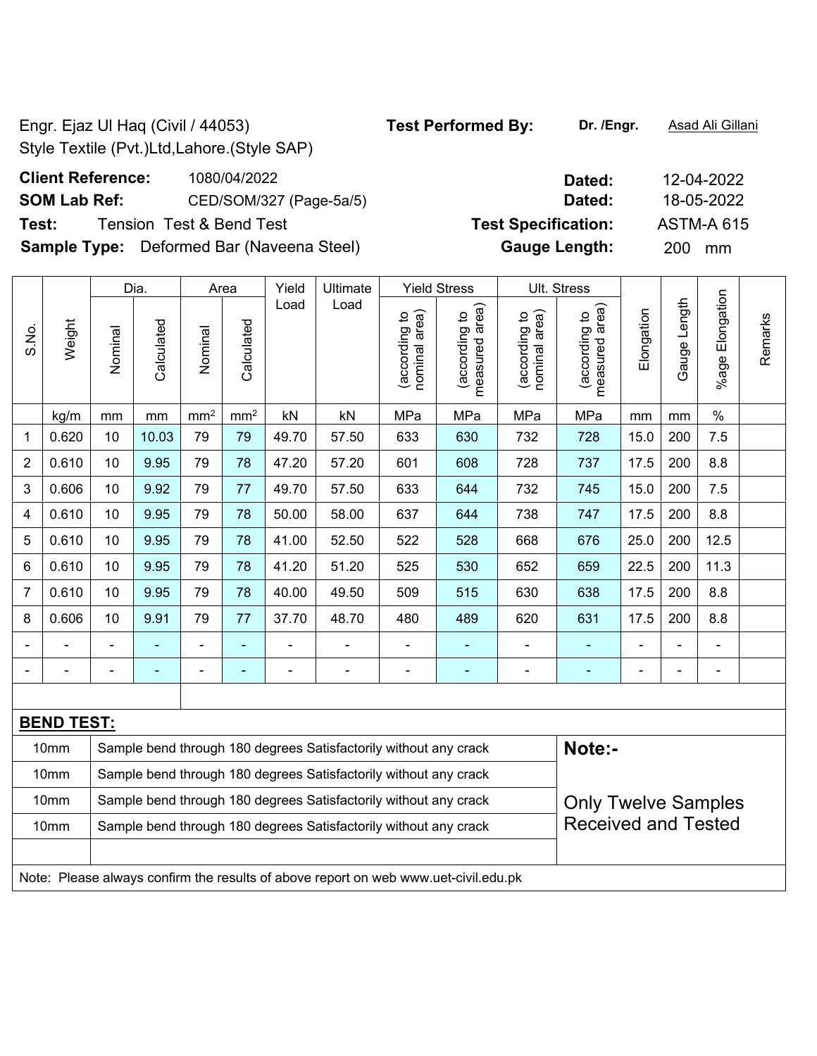Engr. Ejaz Ul Haq (Civil / 44053)
Style Textile (Pvt.)Ltd,Lahore.(Style SAP)

**Test Performed By:** **Dr. /Engr.** Asad Ali Gillani

**Client Reference:** 1080/04/2022 **Dated:** 12-04-2022

**SOM Lab Ref:** CED/SOM/327 (Page-5a/5) **Dated:** 18-05-2022

**Test:** Tension Test & Bend Test **Test Specification:** ASTM-A 615

**Sample Type:** Deformed Bar (Naveena Steel) **Gauge Length:** 200 mm

| S.No. | Weight | Dia. | | Area | | Yield Load | Ultimate Load | Yield Stress | | Ult. Stress | | Elongation | Gauge Length | %age Elongation | Remarks |
|---|---|---|---|---|---|---|---|---|---|---|---|---|---|---|---|
| | | Nominal | Calculated | Nominal | Calculated | | | (according to nominal area) | (according to measured area) | (according to nominal area) | (according to measured area) | | | | |
| | kg/m | mm | mm | mm² | mm² | kN | kN | MPa | MPa | MPa | MPa | mm | mm | % | |
| 1 | 0.620 | 10 | 10.03 | 79 | 79 | 49.70 | 57.50 | 633 | 630 | 732 | 728 | 15.0 | 200 | 7.5 | |
| 2 | 0.610 | 10 | 9.95 | 79 | 78 | 47.20 | 57.20 | 601 | 608 | 728 | 737 | 17.5 | 200 | 8.8 | |
| 3 | 0.606 | 10 | 9.92 | 79 | 77 | 49.70 | 57.50 | 633 | 644 | 732 | 745 | 15.0 | 200 | 7.5 | |
| 4 | 0.610 | 10 | 9.95 | 79 | 78 | 50.00 | 58.00 | 637 | 644 | 738 | 747 | 17.5 | 200 | 8.8 | |
| 5 | 0.610 | 10 | 9.95 | 79 | 78 | 41.00 | 52.50 | 522 | 528 | 668 | 676 | 25.0 | 200 | 12.5 | |
| 6 | 0.610 | 10 | 9.95 | 79 | 78 | 41.20 | 51.20 | 525 | 530 | 652 | 659 | 22.5 | 200 | 11.3 | |
| 7 | 0.610 | 10 | 9.95 | 79 | 78 | 40.00 | 49.50 | 509 | 515 | 630 | 638 | 17.5 | 200 | 8.8 | |
| 8 | 0.606 | 10 | 9.91 | 79 | 77 | 37.70 | 48.70 | 480 | 489 | 620 | 631 | 17.5 | 200 | 8.8 | |
| - | - | - | - | - | - | - | - | - | - | - | - | - | - | - | |
| - | - | - | - | - | - | - | - | - | - | - | - | - | - | - | |

**BEND TEST:**

| Size | Result |
|---|---|
| 10mm | Sample bend through 180 degrees Satisfactorily without any crack |
| 10mm | Sample bend through 180 degrees Satisfactorily without any crack |
| 10mm | Sample bend through 180 degrees Satisfactorily without any crack |
| 10mm | Sample bend through 180 degrees Satisfactorily without any crack |

**Note:-**

Only Twelve Samples Received and Tested

Note: Please always confirm the results of above report on web www.uet-civil.edu.pk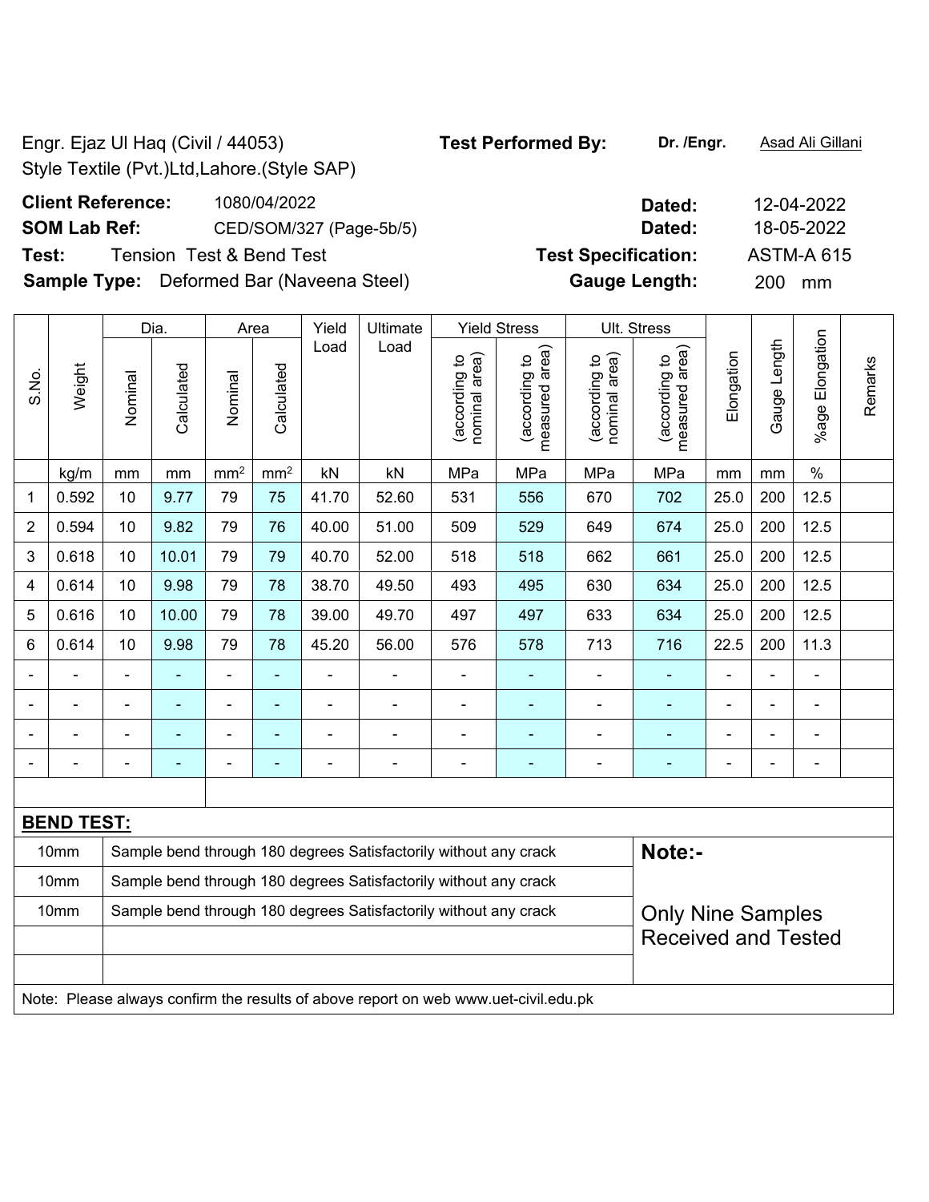Engr. Ejaz Ul Haq (Civil / 44053)
Style Textile (Pvt.)Ltd,Lahore.(Style SAP)

**Test Performed By:** **Dr. /Engr.** Asad Ali Gillani

**Client Reference:** 1080/04/2022 **Dated:** 12-04-2022

**SOM Lab Ref:** CED/SOM/327 (Page-5b/5) **Dated:** 18-05-2022

**Test:** Tension Test & Bend Test **Test Specification:** ASTM-A 615

**Sample Type:** Deformed Bar (Naveena Steel) **Gauge Length:** 200 mm

| S.No. | Weight | Dia. | | Area | | Yield Load | Ultimate Load | Yield Stress | | Ult. Stress | | Elongation | Gauge Length | %age Elongation | Remarks |
|---|---|---|---|---|---|---|---|---|---|---|---|---|---|---|---|
| | | Nominal | Calculated | Nominal | Calculated | | | (according to nominal area) | (according to measured area) | (according to nominal area) | (according to measured area) | | | | |
| | kg/m | mm | mm | mm² | mm² | kN | kN | MPa | MPa | MPa | MPa | mm | mm | % | |
| 1 | 0.592 | 10 | 9.77 | 79 | 75 | 41.70 | 52.60 | 531 | 556 | 670 | 702 | 25.0 | 200 | 12.5 | |
| 2 | 0.594 | 10 | 9.82 | 79 | 76 | 40.00 | 51.00 | 509 | 529 | 649 | 674 | 25.0 | 200 | 12.5 | |
| 3 | 0.618 | 10 | 10.01 | 79 | 79 | 40.70 | 52.00 | 518 | 518 | 662 | 661 | 25.0 | 200 | 12.5 | |
| 4 | 0.614 | 10 | 9.98 | 79 | 78 | 38.70 | 49.50 | 493 | 495 | 630 | 634 | 25.0 | 200 | 12.5 | |
| 5 | 0.616 | 10 | 10.00 | 79 | 78 | 39.00 | 49.70 | 497 | 497 | 633 | 634 | 25.0 | 200 | 12.5 | |
| 6 | 0.614 | 10 | 9.98 | 79 | 78 | 45.20 | 56.00 | 576 | 578 | 713 | 716 | 22.5 | 200 | 11.3 | |
| - | - | - | - | - | - | - | - | - | - | - | - | - | - | - | |
| - | - | - | - | - | - | - | - | - | - | - | - | - | - | - | |
| - | - | - | - | - | - | - | - | - | - | - | - | - | - | - | |
| - | - | - | - | - | - | - | - | - | - | - | - | - | - | - | |

**BEND TEST:**

| | |
|---|---|
| 10mm | Sample bend through 180 degrees Satisfactorily without any crack |
| 10mm | Sample bend through 180 degrees Satisfactorily without any crack |
| 10mm | Sample bend through 180 degrees Satisfactorily without any crack |

**Note:-**

Only Nine Samples Received and Tested

Note: Please always confirm the results of above report on web www.uet-civil.edu.pk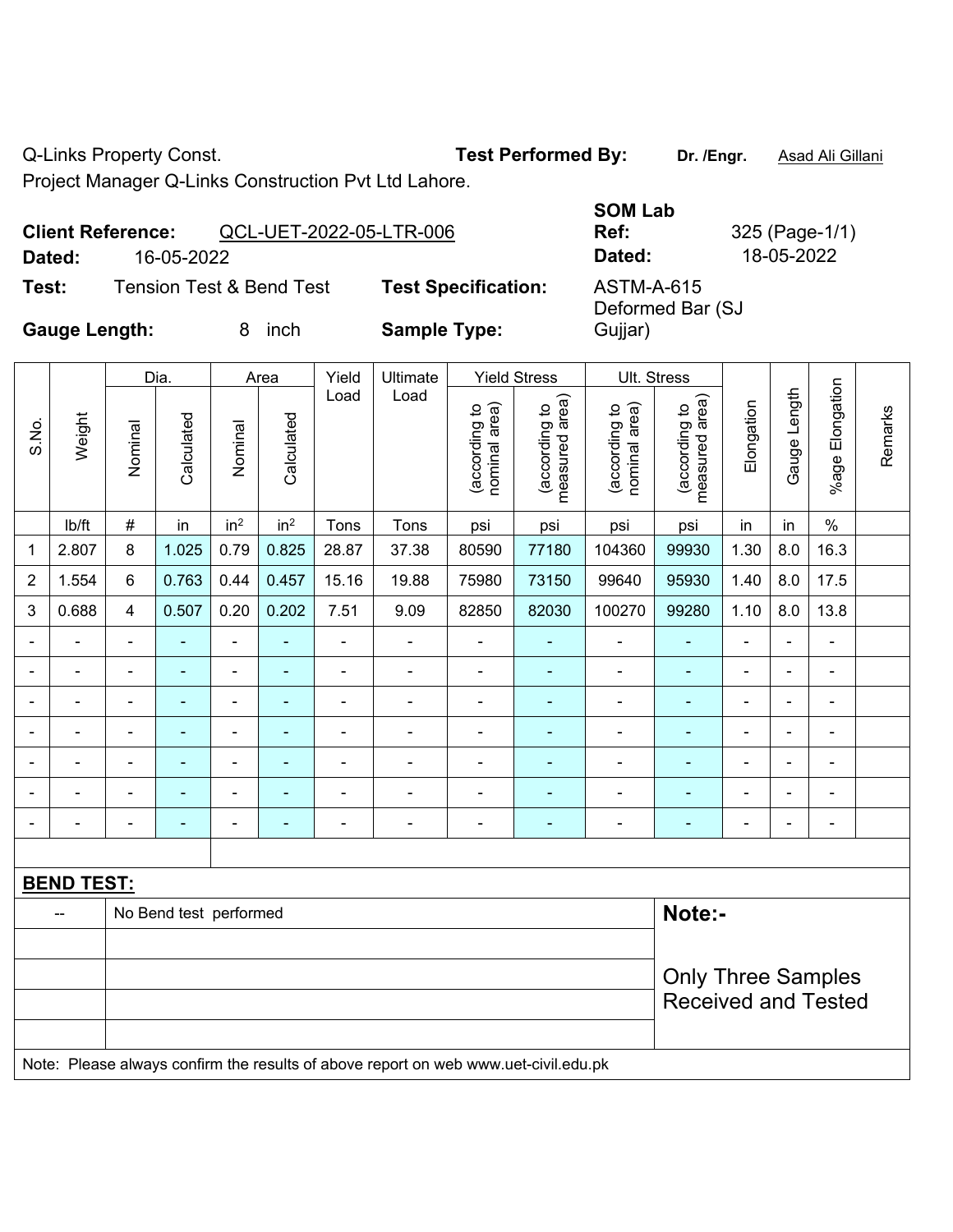Q-Links Property Const. **Test Performed By:** **Dr. /Engr.** Asad Ali Gillani

Project Manager Q-Links Construction Pvt Ltd Lahore.

**Client Reference:** QCL-UET-2022-05-LTR-006 **SOM Lab Ref:** 325 (Page-1/1)

**Dated:** 16-05-2022 **Dated:** 18-05-2022

**Test:** Tension Test & Bend Test **Test Specification:** ASTM-A-615

**Gauge Length:** 8 inch **Sample Type:** Deformed Bar (SJ Gujjar)

| S.No. | Weight | Dia. | | Area | | Yield Load | Ultimate Load | Yield Stress | | Ult. Stress | | Elongation | Gauge Length | %age Elongation | Remarks |
|---|---|---|---|---|---|---|---|---|---|---|---|---|---|---|---|
| | | Nominal | Calculated | Nominal | Calculated | | | (according to nominal area) | (according to measured area) | (according to nominal area) | (according to measured area) | | | | |
| | lb/ft | # | in | in² | in² | Tons | Tons | psi | psi | psi | psi | in | in | % | |
| 1 | 2.807 | 8 | 1.025 | 0.79 | 0.825 | 28.87 | 37.38 | 80590 | 77180 | 104360 | 99930 | 1.30 | 8.0 | 16.3 | |
| 2 | 1.554 | 6 | 0.763 | 0.44 | 0.457 | 15.16 | 19.88 | 75980 | 73150 | 99640 | 95930 | 1.40 | 8.0 | 17.5 | |
| 3 | 0.688 | 4 | 0.507 | 0.20 | 0.202 | 7.51 | 9.09 | 82850 | 82030 | 100270 | 99280 | 1.10 | 8.0 | 13.8 | |
| - | - | - | - | - | - | - | - | - | - | - | - | - | - | - | |
| - | - | - | - | - | - | - | - | - | - | - | - | - | - | - | |
| - | - | - | - | - | - | - | - | - | - | - | - | - | - | - | |
| - | - | - | - | - | - | - | - | - | - | - | - | - | - | - | |
| - | - | - | - | - | - | - | - | - | - | - | - | - | - | - | |
| - | - | - | - | - | - | - | - | - | - | - | - | - | - | - | |
| - | - | - | - | - | - | - | - | - | - | - | - | - | - | - | |

**BEND TEST:**

| -- | No Bend test performed |
|---|---|

**Note:-**

Only Three Samples Received and Tested

Note: Please always confirm the results of above report on web www.uet-civil.edu.pk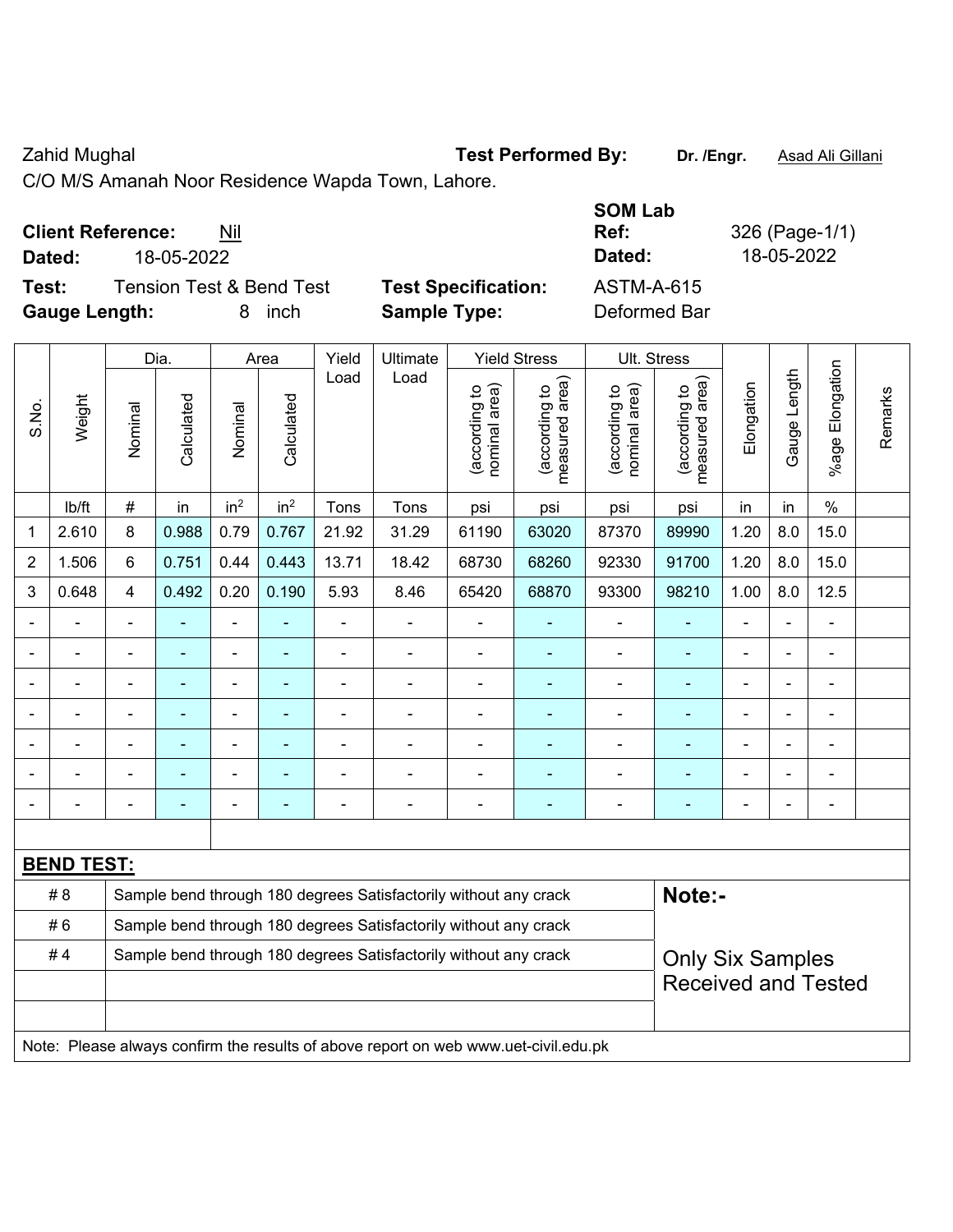Zahid Mughal

C/O M/S Amanah Noor Residence Wapda Town, Lahore.

**Test Performed By:** **Dr. /Engr.** Asad Ali Gillani

**Client Reference:** Nil

**Dated:** 18-05-2022

**SOM Lab Ref:** 326 (Page-1/1)

**Dated:** 18-05-2022

**Test:** Tension Test & Bend Test

**Test Specification:** ASTM-A-615

**Gauge Length:** 8 inch

**Sample Type:** Deformed Bar

| S.No. | Weight | Dia. | | Area | | Yield Load | Ultimate Load | Yield Stress | | Ult. Stress | | Elongation | Gauge Length | %age Elongation | Remarks |
|---|---|---|---|---|---|---|---|---|---|---|---|---|---|---|---|
| | | Nominal | Calculated | Nominal | Calculated | | | (according to nominal area) | (according to measured area) | (according to nominal area) | (according to measured area) | | | | |
| | lb/ft | # | in | in$^2$ | in$^2$ | Tons | Tons | psi | psi | psi | psi | in | in | % | |
| 1 | 2.610 | 8 | 0.988 | 0.79 | 0.767 | 21.92 | 31.29 | 61190 | 63020 | 87370 | 89990 | 1.20 | 8.0 | 15.0 | |
| 2 | 1.506 | 6 | 0.751 | 0.44 | 0.443 | 13.71 | 18.42 | 68730 | 68260 | 92330 | 91700 | 1.20 | 8.0 | 15.0 | |
| 3 | 0.648 | 4 | 0.492 | 0.20 | 0.190 | 5.93 | 8.46 | 65420 | 68870 | 93300 | 98210 | 1.00 | 8.0 | 12.5 | |
| - | - | - | - | - | - | - | - | - | - | - | - | - | - | - | |
| - | - | - | - | - | - | - | - | - | - | - | - | - | - | - | |
| - | - | - | - | - | - | - | - | - | - | - | - | - | - | - | |
| - | - | - | - | - | - | - | - | - | - | - | - | - | - | - | |
| - | - | - | - | - | - | - | - | - | - | - | - | - | - | - | |
| - | - | - | - | - | - | - | - | - | - | - | - | - | - | - | |
| - | - | - | - | - | - | - | - | - | - | - | - | - | - | - | |

**BEND TEST:**

| | |
|---|---|
| # 8 | Sample bend through 180 degrees Satisfactorily without any crack |
| # 6 | Sample bend through 180 degrees Satisfactorily without any crack |
| # 4 | Sample bend through 180 degrees Satisfactorily without any crack |

**Note:-**

Only Six Samples Received and Tested

Note: Please always confirm the results of above report on web www.uet-civil.edu.pk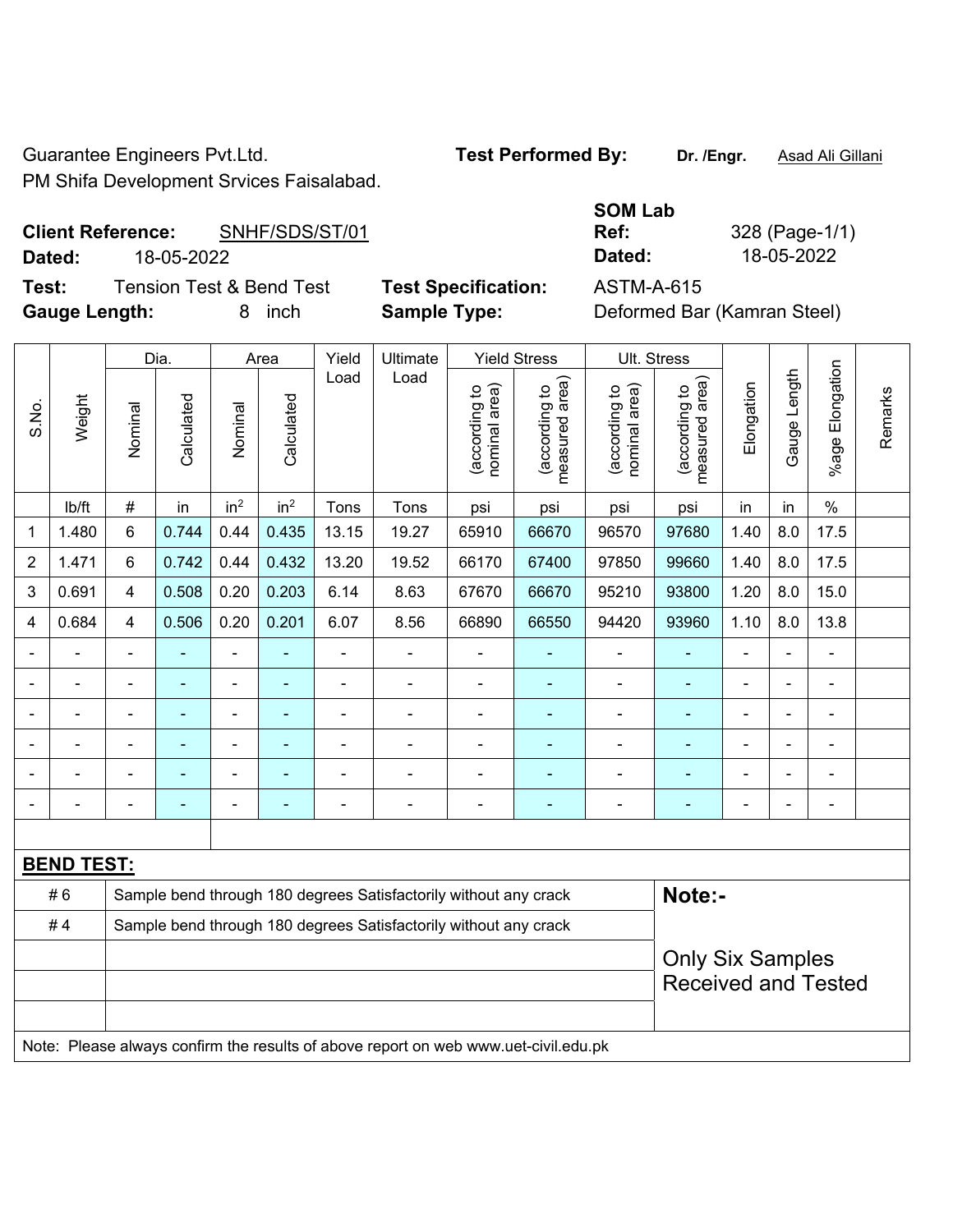Guarantee Engineers Pvt.Ltd.

PM Shifa Development Srvices Faisalabad.

**Test Performed By:** **Dr. /Engr.** Asad Ali Gillani

**SOM Lab**

**Client Reference:** SNHF/SDS/ST/01

**Dated:** 18-05-2022

**Ref:** 328 (Page-1/1)

**Dated:** 18-05-2022

**Test:** Tension Test & Bend Test

**Gauge Length:** 8 inch

**Test Specification:** ASTM-A-615

**Sample Type:** Deformed Bar (Kamran Steel)

| S.No. | Weight | Dia. | | Area | | Yield Load | Ultimate Load | Yield Stress | | Ult. Stress | | Elongation | Gauge Length | %age Elongation | Remarks |
|---|---|---|---|---|---|---|---|---|---|---|---|---|---|---|---|
| | | Nominal | Calculated | Nominal | Calculated | | | (according to nominal area) | (according to measured area) | (according to nominal area) | (according to measured area) | | | | |
| | lb/ft | # | in | in$^2$ | in$^2$ | Tons | Tons | psi | psi | psi | psi | in | in | % | |
| 1 | 1.480 | 6 | 0.744 | 0.44 | 0.435 | 13.15 | 19.27 | 65910 | 66670 | 96570 | 97680 | 1.40 | 8.0 | 17.5 | |
| 2 | 1.471 | 6 | 0.742 | 0.44 | 0.432 | 13.20 | 19.52 | 66170 | 67400 | 97850 | 99660 | 1.40 | 8.0 | 17.5 | |
| 3 | 0.691 | 4 | 0.508 | 0.20 | 0.203 | 6.14 | 8.63 | 67670 | 66670 | 95210 | 93800 | 1.20 | 8.0 | 15.0 | |
| 4 | 0.684 | 4 | 0.506 | 0.20 | 0.201 | 6.07 | 8.56 | 66890 | 66550 | 94420 | 93960 | 1.10 | 8.0 | 13.8 | |
| - | - | - | - | - | - | - | - | - | - | - | - | - | - | - | |
| - | - | - | - | - | - | - | - | - | - | - | - | - | - | - | |
| - | - | - | - | - | - | - | - | - | - | - | - | - | - | - | |
| - | - | - | - | - | - | - | - | - | - | - | - | - | - | - | |
| - | - | - | - | - | - | - | - | - | - | - | - | - | - | - | |
| - | - | - | - | - | - | - | - | - | - | - | - | - | - | - | |

**BEND TEST:**

| | |
|---|---|
| # 6 | Sample bend through 180 degrees Satisfactorily without any crack |
| # 4 | Sample bend through 180 degrees Satisfactorily without any crack |

**Note:-**

Only Six Samples Received and Tested

Note: Please always confirm the results of above report on web www.uet-civil.edu.pk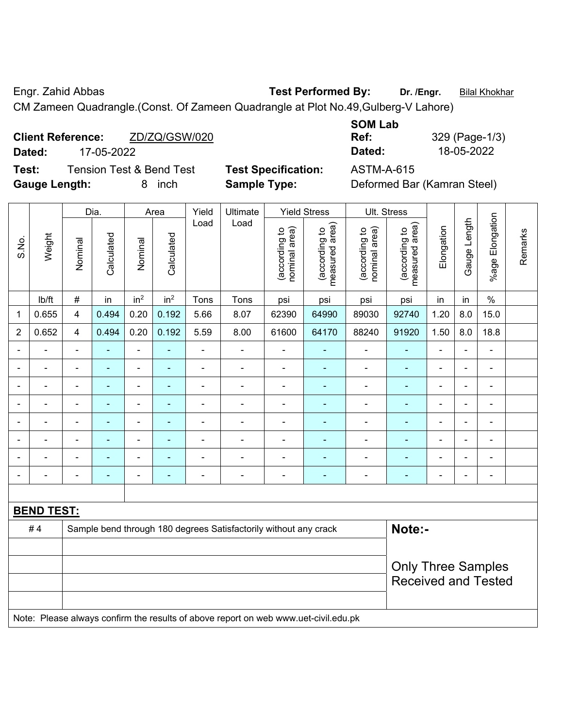Engr. Zahid Abbas **Test Performed By:** **Dr. /Engr.** Bilal Khokhar

CM Zameen Quadrangle.(Const. Of Zameen Quadrangle at Plot No.49,Gulberg-V Lahore)

**Client Reference:** ZD/ZQ/GSW/020

**Dated:** 17-05-2022

**SOM Lab Ref:** 329 (Page-1/3)

**Dated:** 18-05-2022

**Test:** Tension Test & Bend Test

**Test Specification:** ASTM-A-615

**Gauge Length:** 8 inch

**Sample Type:** Deformed Bar (Kamran Steel)

| S.No. | Weight | Dia. | | Area | | Yield Load | Ultimate Load | Yield Stress | | Ult. Stress | | Elongation | Gauge Length | %age Elongation | Remarks |
|---|---|---|---|---|---|---|---|---|---|---|---|---|---|---|---|
| | | Nominal | Calculated | Nominal | Calculated | | | (according to nominal area) | (according to measured area) | (according to nominal area) | (according to measured area) | | | | |
| | lb/ft | # | in | $in^2$ | $in^2$ | Tons | Tons | psi | psi | psi | psi | in | in | % | |
| 1 | 0.655 | 4 | 0.494 | 0.20 | 0.192 | 5.66 | 8.07 | 62390 | 64990 | 89030 | 92740 | 1.20 | 8.0 | 15.0 | |
| 2 | 0.652 | 4 | 0.494 | 0.20 | 0.192 | 5.59 | 8.00 | 61600 | 64170 | 88240 | 91920 | 1.50 | 8.0 | 18.8 | |
| - | - | - | - | - | - | - | - | - | - | - | - | - | - | - | |
| - | - | - | - | - | - | - | - | - | - | - | - | - | - | - | |
| - | - | - | - | - | - | - | - | - | - | - | - | - | - | - | |
| - | - | - | - | - | - | - | - | - | - | - | - | - | - | - | |
| - | - | - | - | - | - | - | - | - | - | - | - | - | - | - | |
| - | - | - | - | - | - | - | - | - | - | - | - | - | - | - | |
| - | - | - | - | - | - | - | - | - | - | - | - | - | - | - | |
| - | - | - | - | - | - | - | - | - | - | - | - | - | - | - | |

**BEND TEST:**

| | | |
|---|---|---|
| # 4 | Sample bend through 180 degrees Satisfactorily without any crack | **Note:-** |
| | | Only Three Samples Received and Tested |

Note: Please always confirm the results of above report on web www.uet-civil.edu.pk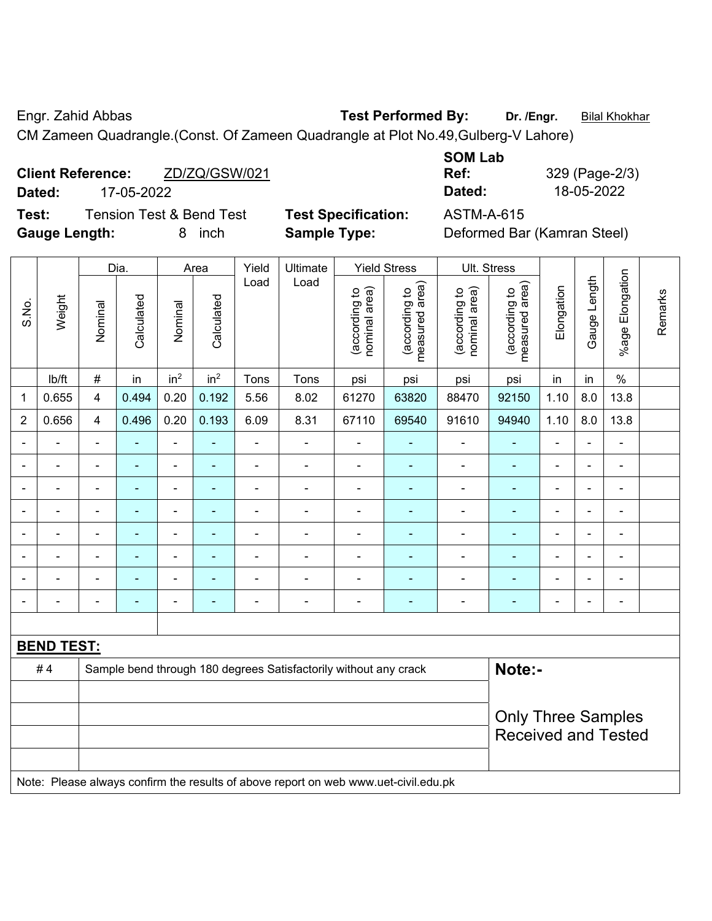Engr. Zahid Abbas **Test Performed By:** **Dr. /Engr.** Bilal Khokhar

CM Zameen Quadrangle.(Const. Of Zameen Quadrangle at Plot No.49,Gulberg-V Lahore)

**Client Reference:** ZD/ZQ/GSW/021
**Dated:** 17-05-2022

**SOM Lab Ref:** 329 (Page-2/3)
**Dated:** 18-05-2022

**Test:** Tension Test & Bend Test **Test Specification:** ASTM-A-615
**Gauge Length:** 8 inch **Sample Type:** Deformed Bar (Kamran Steel)

| S.No. | Weight | Dia. | | Area | | Yield Load | Ultimate Load | Yield Stress | | Ult. Stress | | Elongation | Gauge Length | %age Elongation | Remarks |
|---|---|---|---|---|---|---|---|---|---|---|---|---|---|---|---|
| | | Nominal | Calculated | Nominal | Calculated | | | (according to nominal area) | (according to measured area) | (according to nominal area) | (according to measured area) | | | | |
| | lb/ft | # | in | $in^2$ | $in^2$ | Tons | Tons | psi | psi | psi | psi | in | in | % | |
| 1 | 0.655 | 4 | 0.494 | 0.20 | 0.192 | 5.56 | 8.02 | 61270 | 63820 | 88470 | 92150 | 1.10 | 8.0 | 13.8 | |
| 2 | 0.656 | 4 | 0.496 | 0.20 | 0.193 | 6.09 | 8.31 | 67110 | 69540 | 91610 | 94940 | 1.10 | 8.0 | 13.8 | |
| - | - | - | - | - | - | - | - | - | - | - | - | - | - | - | |
| - | - | - | - | - | - | - | - | - | - | - | - | - | - | - | |
| - | - | - | - | - | - | - | - | - | - | - | - | - | - | - | |
| - | - | - | - | - | - | - | - | - | - | - | - | - | - | - | |
| - | - | - | - | - | - | - | - | - | - | - | - | - | - | - | |
| - | - | - | - | - | - | - | - | - | - | - | - | - | - | - | |
| - | - | - | - | - | - | - | - | - | - | - | - | - | - | - | |
| - | - | - | - | - | - | - | - | - | - | - | - | - | - | - | |

**BEND TEST:**

| | | |
|---|---|---|
| # 4 | Sample bend through 180 degrees Satisfactorily without any crack | **Note:-** |
| | | Only Three Samples Received and Tested |

Note: Please always confirm the results of above report on web www.uet-civil.edu.pk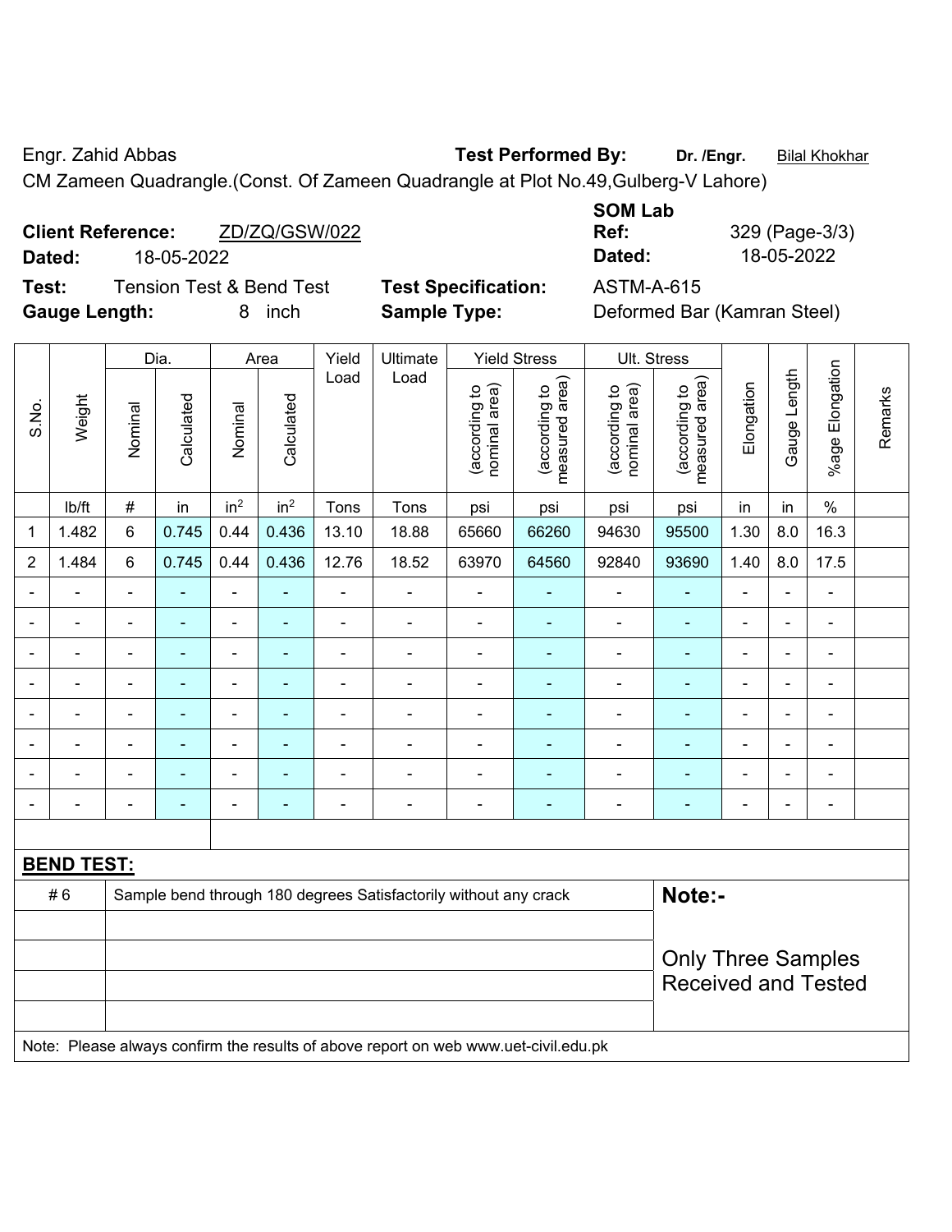Engr. Zahid Abbas **Test Performed By:** **Dr. /Engr.** Bilal Khokhar

CM Zameen Quadrangle.(Const. Of Zameen Quadrangle at Plot No.49,Gulberg-V Lahore)

**Client Reference:** ZD/ZQ/GSW/022

**Dated:** 18-05-2022

**SOM Lab Ref:** 329 (Page-3/3)

**Dated:** 18-05-2022

**Test:** Tension Test & Bend Test **Test Specification:** ASTM-A-615

**Gauge Length:** 8 inch **Sample Type:** Deformed Bar (Kamran Steel)

| S.No. | Weight | Dia. | | Area | | Yield Load | Ultimate Load | Yield Stress | | Ult. Stress | | Elongation | Gauge Length | %age Elongation | Remarks |
|---|---|---|---|---|---|---|---|---|---|---|---|---|---|---|---|
| | | Nominal | Calculated | Nominal | Calculated | | | (according to nominal area) | (according to measured area) | (according to nominal area) | (according to measured area) | | | | |
| | lb/ft | # | in | $in^2$ | $in^2$ | Tons | Tons | psi | psi | psi | psi | in | in | % | |
| 1 | 1.482 | 6 | 0.745 | 0.44 | 0.436 | 13.10 | 18.88 | 65660 | 66260 | 94630 | 95500 | 1.30 | 8.0 | 16.3 | |
| 2 | 1.484 | 6 | 0.745 | 0.44 | 0.436 | 12.76 | 18.52 | 63970 | 64560 | 92840 | 93690 | 1.40 | 8.0 | 17.5 | |
| - | - | - | - | - | - | - | - | - | - | - | - | - | - | - | |
| - | - | - | - | - | - | - | - | - | - | - | - | - | - | - | |
| - | - | - | - | - | - | - | - | - | - | - | - | - | - | - | |
| - | - | - | - | - | - | - | - | - | - | - | - | - | - | - | |
| - | - | - | - | - | - | - | - | - | - | - | - | - | - | - | |
| - | - | - | - | - | - | - | - | - | - | - | - | - | - | - | |
| - | - | - | - | - | - | - | - | - | - | - | - | - | - | - | |
| - | - | - | - | - | - | - | - | - | - | - | - | - | - | - | |

**BEND TEST:**

| | | |
|---|---|---|
| # 6 | Sample bend through 180 degrees Satisfactorily without any crack | **Note:-** |
| | | Only Three Samples Received and Tested |

Note: Please always confirm the results of above report on web www.uet-civil.edu.pk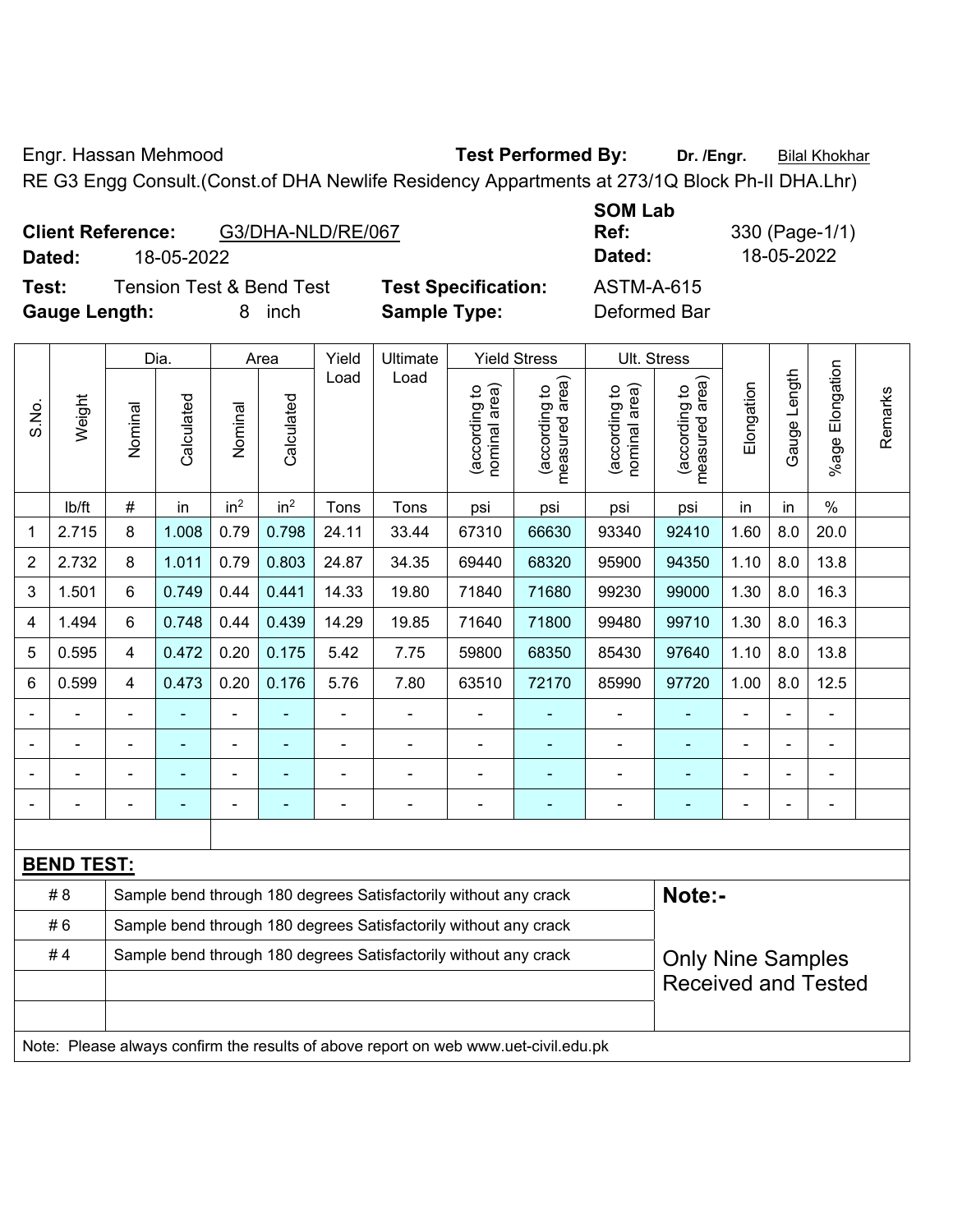Engr. Hassan Mehmood **Test Performed By:** **Dr. /Engr.** Bilal Khokhar

RE G3 Engg Consult.(Const.of DHA Newlife Residency Appartments at 273/1Q Block Ph-II DHA.Lhr)

**Client Reference:** G3/DHA-NLD/RE/067
**Dated:** 18-05-2022

**SOM Lab Ref:** 330 (Page-1/1)
**Dated:** 18-05-2022

**Test:** Tension Test & Bend Test **Test Specification:** ASTM-A-615
**Gauge Length:** 8 inch **Sample Type:** Deformed Bar

| S.No. | Weight | Dia. | | Area | | Yield Load | Ultimate Load | Yield Stress | | Ult. Stress | | Elongation | Gauge Length | %age Elongation | Remarks |
|---|---|---|---|---|---|---|---|---|---|---|---|---|---|---|---|
| | | Nominal | Calculated | Nominal | Calculated | | | (according to nominal area) | (according to measured area) | (according to nominal area) | (according to measured area) | | | | |
| | lb/ft | # | in | in² | in² | Tons | Tons | psi | psi | psi | psi | in | in | % | |
| 1 | 2.715 | 8 | 1.008 | 0.79 | 0.798 | 24.11 | 33.44 | 67310 | 66630 | 93340 | 92410 | 1.60 | 8.0 | 20.0 | |
| 2 | 2.732 | 8 | 1.011 | 0.79 | 0.803 | 24.87 | 34.35 | 69440 | 68320 | 95900 | 94350 | 1.10 | 8.0 | 13.8 | |
| 3 | 1.501 | 6 | 0.749 | 0.44 | 0.441 | 14.33 | 19.80 | 71840 | 71680 | 99230 | 99000 | 1.30 | 8.0 | 16.3 | |
| 4 | 1.494 | 6 | 0.748 | 0.44 | 0.439 | 14.29 | 19.85 | 71640 | 71800 | 99480 | 99710 | 1.30 | 8.0 | 16.3 | |
| 5 | 0.595 | 4 | 0.472 | 0.20 | 0.175 | 5.42 | 7.75 | 59800 | 68350 | 85430 | 97640 | 1.10 | 8.0 | 13.8 | |
| 6 | 0.599 | 4 | 0.473 | 0.20 | 0.176 | 5.76 | 7.80 | 63510 | 72170 | 85990 | 97720 | 1.00 | 8.0 | 12.5 | |
| - | - | - | - | - | - | - | - | - | - | - | - | - | - | - | |
| - | - | - | - | - | - | - | - | - | - | - | - | - | - | - | |
| - | - | - | - | - | - | - | - | - | - | - | - | - | - | - | |
| - | - | - | - | - | - | - | - | - | - | - | - | - | - | - | |

**BEND TEST:**

| | | |
|---|---|---|
| # 8 | Sample bend through 180 degrees Satisfactorily without any crack | **Note:-** |
| # 6 | Sample bend through 180 degrees Satisfactorily without any crack | |
| # 4 | Sample bend through 180 degrees Satisfactorily without any crack | Only Nine Samples Received and Tested |

Note: Please always confirm the results of above report on web www.uet-civil.edu.pk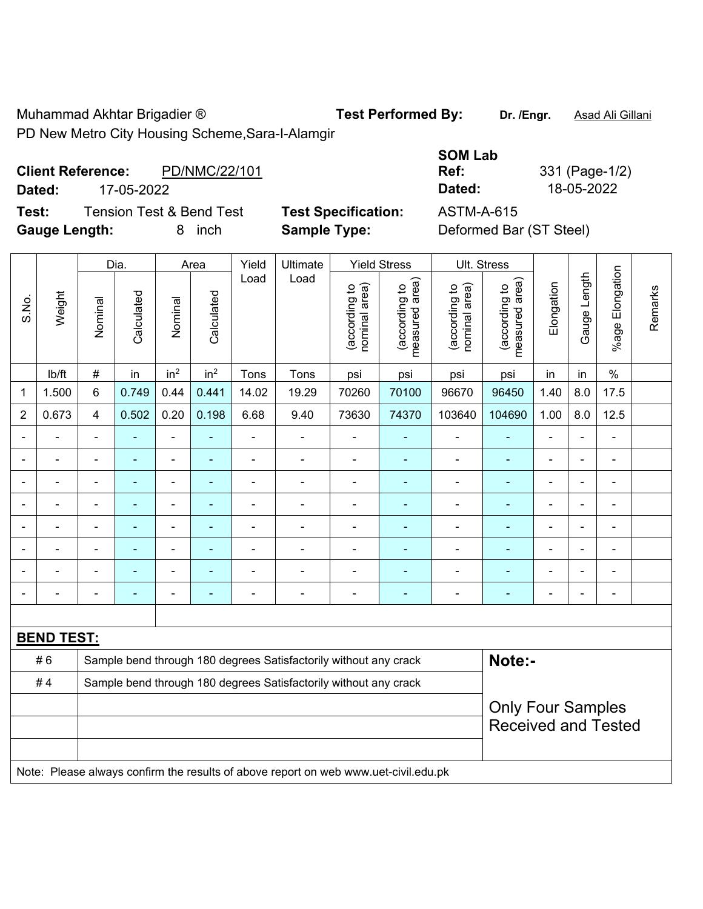Muhammad Akhtar Brigadier ®

PD New Metro City Housing Scheme,Sara-I-Alamgir

**Test Performed By:** **Dr. /Engr.** Asad Ali Gillani

**Client Reference:** PD/NMC/22/101

**Dated:** 17-05-2022

**SOM Lab Ref:** 331 (Page-1/2)

**Dated:** 18-05-2022

**Test:** Tension Test & Bend Test

**Test Specification:** ASTM-A-615

**Gauge Length:** 8 inch

**Sample Type:** Deformed Bar (ST Steel)

| S.No. | Weight | Dia. | | Area | | Yield Load | Ultimate Load | Yield Stress | | Ult. Stress | | Elongation | Gauge Length | %age Elongation | Remarks |
|---|---|---|---|---|---|---|---|---|---|---|---|---|---|---|---|
| | | Nominal | Calculated | Nominal | Calculated | | | (according to nominal area) | (according to measured area) | (according to nominal area) | (according to measured area) | | | | |
| | lb/ft | # | in | in² | in² | Tons | Tons | psi | psi | psi | psi | in | in | % | |
| 1 | 1.500 | 6 | 0.749 | 0.44 | 0.441 | 14.02 | 19.29 | 70260 | 70100 | 96670 | 96450 | 1.40 | 8.0 | 17.5 | |
| 2 | 0.673 | 4 | 0.502 | 0.20 | 0.198 | 6.68 | 9.40 | 73630 | 74370 | 103640 | 104690 | 1.00 | 8.0 | 12.5 | |
| - | - | - | - | - | - | - | - | - | - | - | - | - | - | - | |
| - | - | - | - | - | - | - | - | - | - | - | - | - | - | - | |
| - | - | - | - | - | - | - | - | - | - | - | - | - | - | - | |
| - | - | - | - | - | - | - | - | - | - | - | - | - | - | - | |
| - | - | - | - | - | - | - | - | - | - | - | - | - | - | - | |
| - | - | - | - | - | - | - | - | - | - | - | - | - | - | - | |
| - | - | - | - | - | - | - | - | - | - | - | - | - | - | - | |
| - | - | - | - | - | - | - | - | - | - | - | - | - | - | - | |

**BEND TEST:**

| | | |
|---|---|---|
| # 6 | Sample bend through 180 degrees Satisfactorily without any crack | **Note:-** |
| # 4 | Sample bend through 180 degrees Satisfactorily without any crack | Only Four Samples Received and Tested |
| | | |
| | | |
| | | |

Note: Please always confirm the results of above report on web www.uet-civil.edu.pk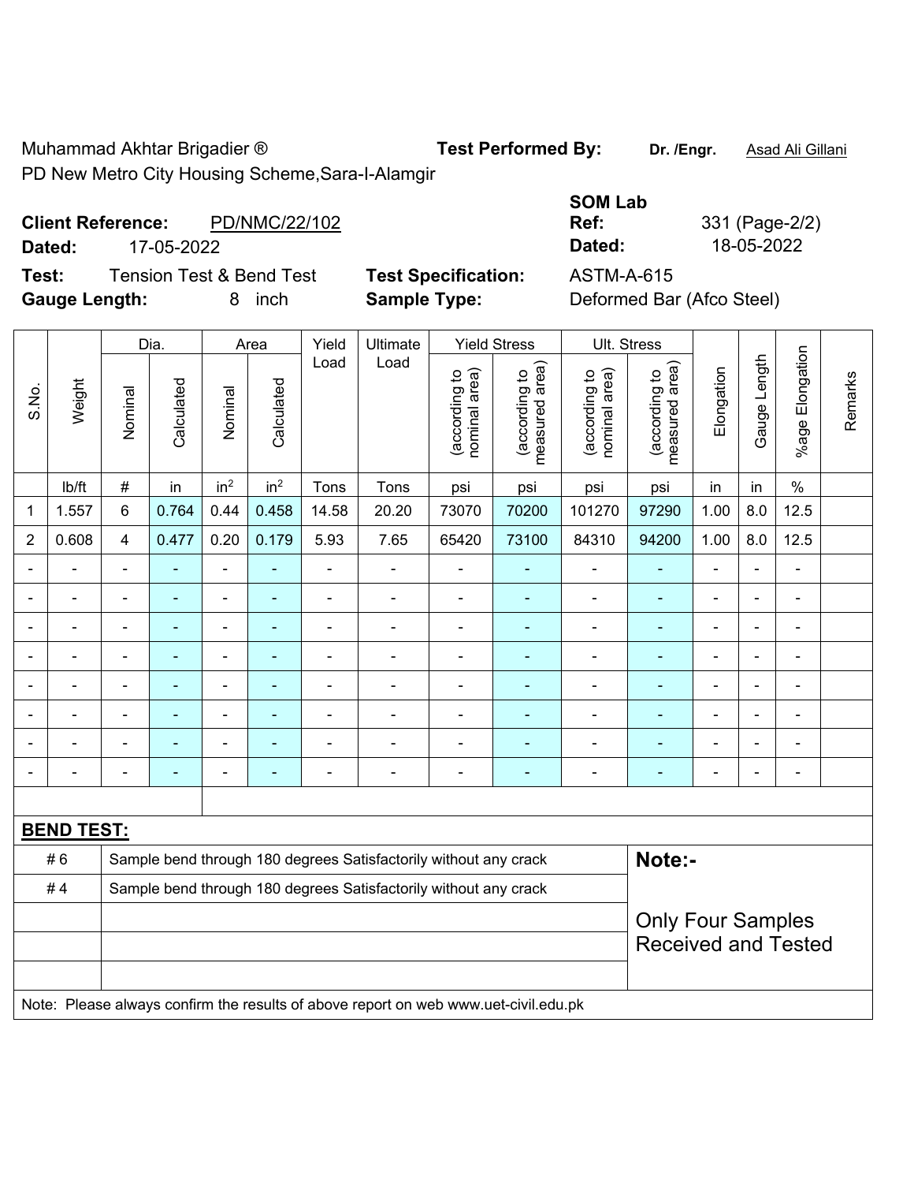Muhammad Akhtar Brigadier ®
PD New Metro City Housing Scheme,Sara-I-Alamgir

**Test Performed By:** **Dr. /Engr.** Asad Ali Gillani

**Client Reference:** PD/NMC/22/102
**Dated:** 17-05-2022

**SOM Lab Ref:** 331 (Page-2/2)
**Dated:** 18-05-2022

**Test:** Tension Test & Bend Test
**Gauge Length:** 8 inch

**Test Specification:** ASTM-A-615
**Sample Type:** Deformed Bar (Afco Steel)

| S.No. | Weight | Dia. | | Area | | Yield Load | Ultimate Load | Yield Stress | | Ult. Stress | | Elongation | Gauge Length | %age Elongation | Remarks |
|---|---|---|---|---|---|---|---|---|---|---|---|---|---|---|---|
| | | Nominal | Calculated | Nominal | Calculated | | | (according to nominal area) | (according to measured area) | (according to nominal area) | (according to measured area) | | | | |
| | lb/ft | # | in | $in^2$ | $in^2$ | Tons | Tons | psi | psi | psi | psi | in | in | % | |
| 1 | 1.557 | 6 | 0.764 | 0.44 | 0.458 | 14.58 | 20.20 | 73070 | 70200 | 101270 | 97290 | 1.00 | 8.0 | 12.5 | |
| 2 | 0.608 | 4 | 0.477 | 0.20 | 0.179 | 5.93 | 7.65 | 65420 | 73100 | 84310 | 94200 | 1.00 | 8.0 | 12.5 | |
| - | - | - | - | - | - | - | - | - | - | - | - | - | - | - | |
| - | - | - | - | - | - | - | - | - | - | - | - | - | - | - | |
| - | - | - | - | - | - | - | - | - | - | - | - | - | - | - | |
| - | - | - | - | - | - | - | - | - | - | - | - | - | - | - | |
| - | - | - | - | - | - | - | - | - | - | - | - | - | - | - | |
| - | - | - | - | - | - | - | - | - | - | - | - | - | - | - | |
| - | - | - | - | - | - | - | - | - | - | - | - | - | - | - | |
| - | - | - | - | - | - | - | - | - | - | - | - | - | - | - | |

**BEND TEST:**

| | |
|---|---|
| # 6 | Sample bend through 180 degrees Satisfactorily without any crack |
| # 4 | Sample bend through 180 degrees Satisfactorily without any crack |

**Note:-**

Only Four Samples Received and Tested

Note: Please always confirm the results of above report on web www.uet-civil.edu.pk